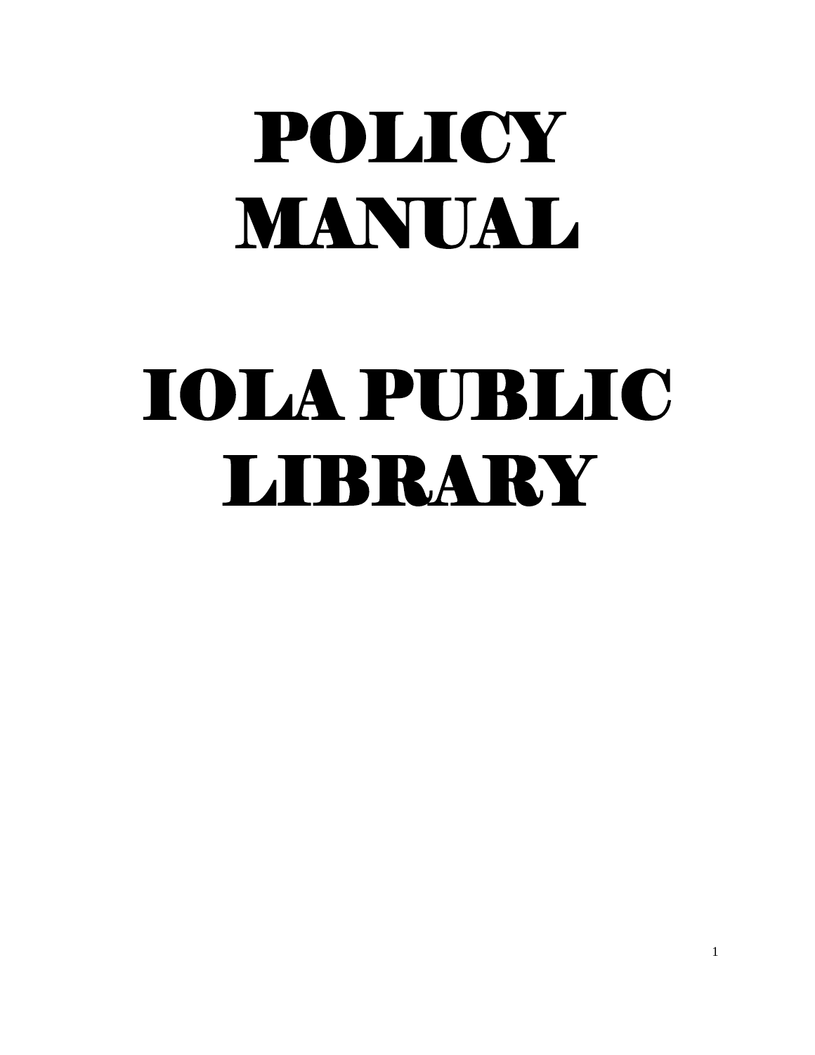# POLICY MANUAL

# IOLA PUBLIC LIBRARY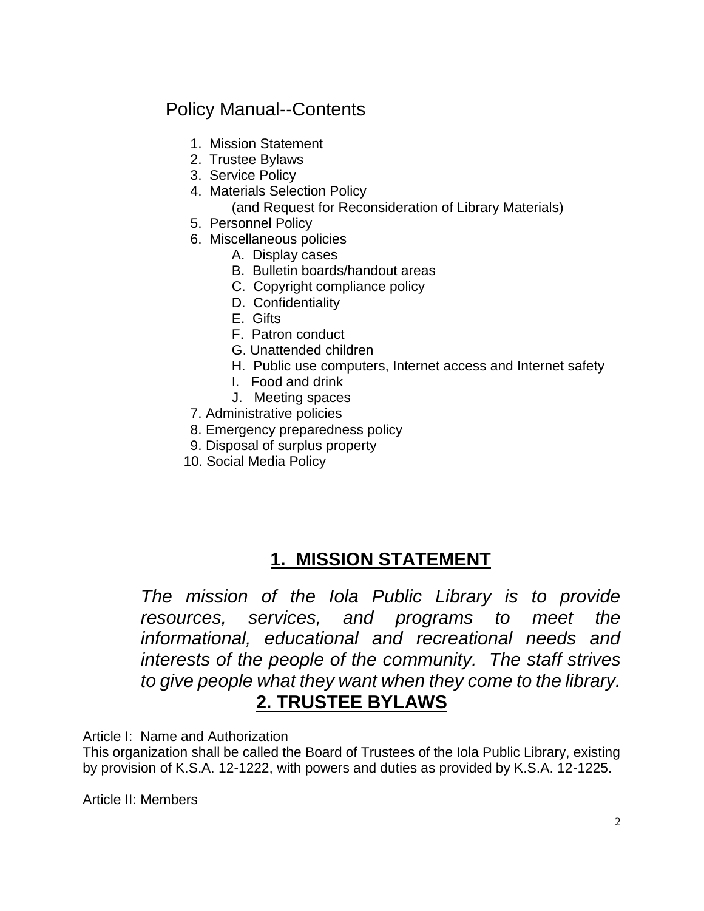# Policy Manual--Contents

1. Mission Statement
2. Trustee Bylaws
3. Service Policy
4. Materials Selection Policy
   (and Request for Reconsideration of Library Materials)
5. Personnel Policy
6. Miscellaneous policies
   - A. Display cases
   - B. Bulletin boards/handout areas
   - C. Copyright compliance policy
   - D. Confidentiality
   - E. Gifts
   - F. Patron conduct
   - G. Unattended children
   - H. Public use computers, Internet access and Internet safety
   - I. Food and drink
   - J. Meeting spaces
7. Administrative policies
8. Emergency preparedness policy
9. Disposal of surplus property
10. Social Media Policy

## 1. MISSION STATEMENT

*The mission of the Iola Public Library is to provide resources, services, and programs to meet the informational, educational and recreational needs and interests of the people of the community. The staff strives to give people what they want when they come to the library.*

## 2. TRUSTEE BYLAWS

Article I: Name and Authorization
This organization shall be called the Board of Trustees of the Iola Public Library, existing by provision of K.S.A. 12-1222, with powers and duties as provided by K.S.A. 12-1225.

Article II: Members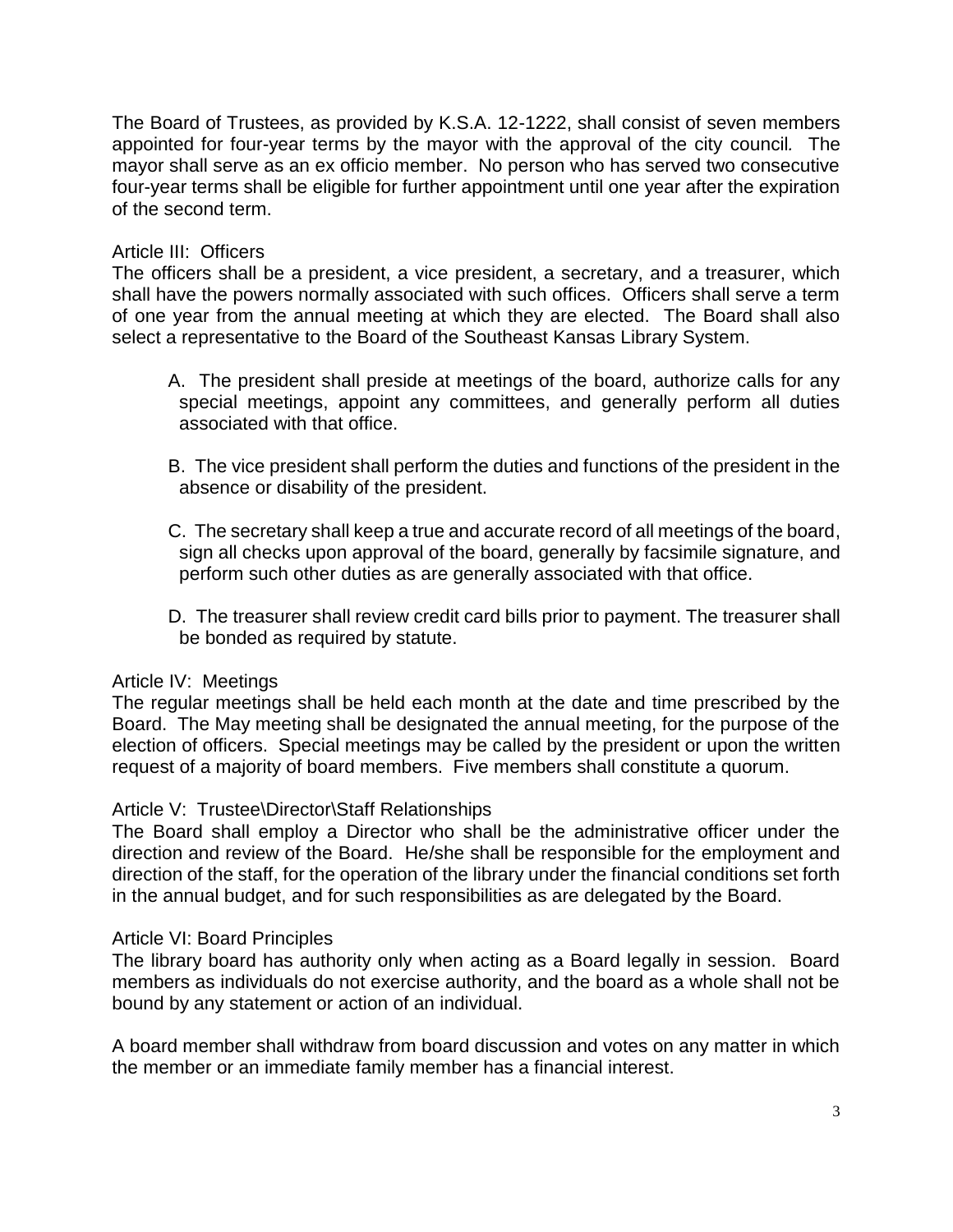The Board of Trustees, as provided by K.S.A. 12-1222, shall consist of seven members appointed for four-year terms by the mayor with the approval of the city council. The mayor shall serve as an ex officio member. No person who has served two consecutive four-year terms shall be eligible for further appointment until one year after the expiration of the second term.

## Article III: Officers

The officers shall be a president, a vice president, a secretary, and a treasurer, which shall have the powers normally associated with such offices. Officers shall serve a term of one year from the annual meeting at which they are elected. The Board shall also select a representative to the Board of the Southeast Kansas Library System.

A. The president shall preside at meetings of the board, authorize calls for any special meetings, appoint any committees, and generally perform all duties associated with that office.

B. The vice president shall perform the duties and functions of the president in the absence or disability of the president.

C. The secretary shall keep a true and accurate record of all meetings of the board, sign all checks upon approval of the board, generally by facsimile signature, and perform such other duties as are generally associated with that office.

D. The treasurer shall review credit card bills prior to payment. The treasurer shall be bonded as required by statute.

## Article IV: Meetings

The regular meetings shall be held each month at the date and time prescribed by the Board. The May meeting shall be designated the annual meeting, for the purpose of the election of officers. Special meetings may be called by the president or upon the written request of a majority of board members. Five members shall constitute a quorum.

## Article V: Trustee\Director\Staff Relationships

The Board shall employ a Director who shall be the administrative officer under the direction and review of the Board. He/she shall be responsible for the employment and direction of the staff, for the operation of the library under the financial conditions set forth in the annual budget, and for such responsibilities as are delegated by the Board.

## Article VI: Board Principles

The library board has authority only when acting as a Board legally in session. Board members as individuals do not exercise authority, and the board as a whole shall not be bound by any statement or action of an individual.

A board member shall withdraw from board discussion and votes on any matter in which the member or an immediate family member has a financial interest.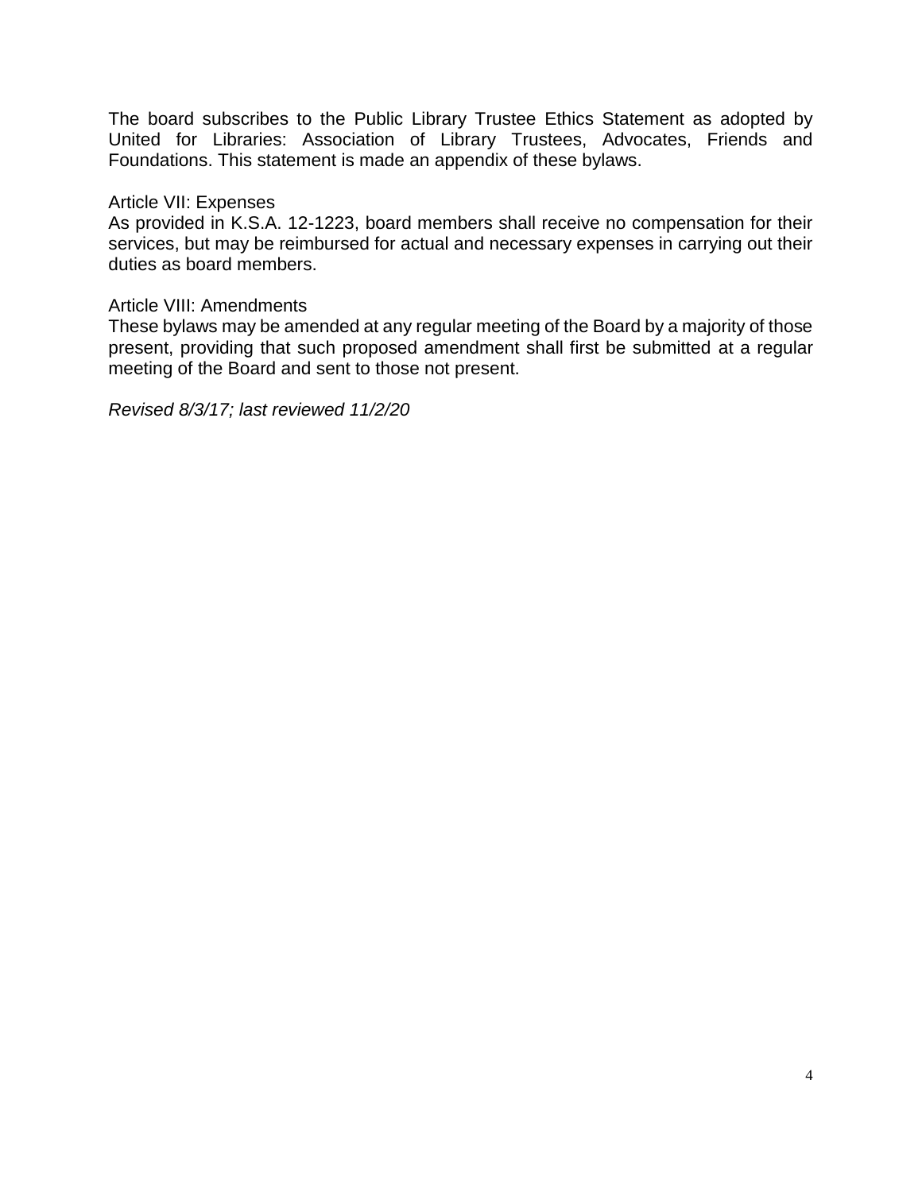The board subscribes to the Public Library Trustee Ethics Statement as adopted by United for Libraries: Association of Library Trustees, Advocates, Friends and Foundations. This statement is made an appendix of these bylaws.

Article VII: Expenses

As provided in K.S.A. 12-1223, board members shall receive no compensation for their services, but may be reimbursed for actual and necessary expenses in carrying out their duties as board members.

Article VIII: Amendments

These bylaws may be amended at any regular meeting of the Board by a majority of those present, providing that such proposed amendment shall first be submitted at a regular meeting of the Board and sent to those not present.

*Revised 8/3/17; last reviewed 11/2/20*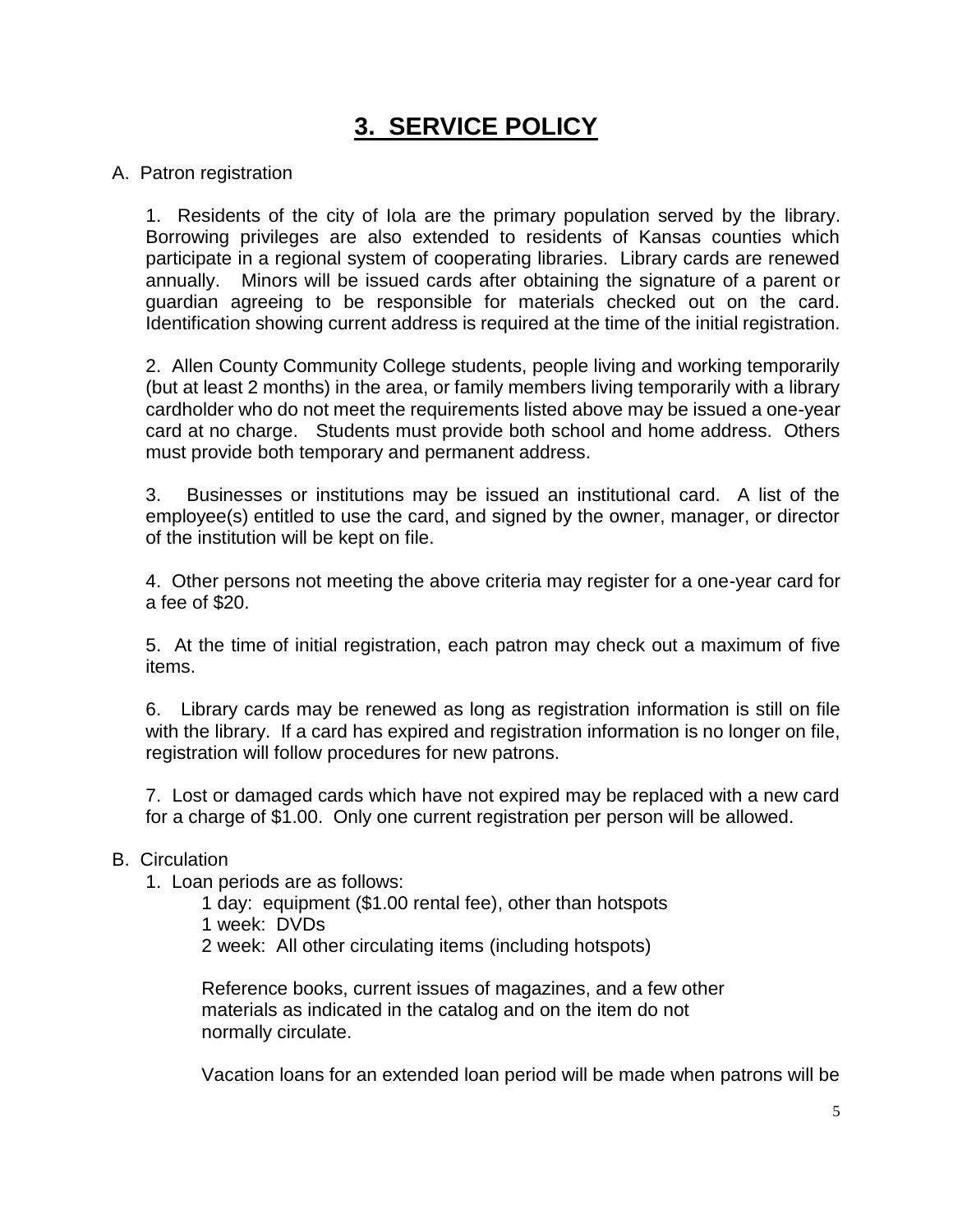# 3. SERVICE POLICY

A. Patron registration

1. Residents of the city of Iola are the primary population served by the library. Borrowing privileges are also extended to residents of Kansas counties which participate in a regional system of cooperating libraries. Library cards are renewed annually. Minors will be issued cards after obtaining the signature of a parent or guardian agreeing to be responsible for materials checked out on the card. Identification showing current address is required at the time of the initial registration.

2. Allen County Community College students, people living and working temporarily (but at least 2 months) in the area, or family members living temporarily with a library cardholder who do not meet the requirements listed above may be issued a one-year card at no charge. Students must provide both school and home address. Others must provide both temporary and permanent address.

3. Businesses or institutions may be issued an institutional card. A list of the employee(s) entitled to use the card, and signed by the owner, manager, or director of the institution will be kept on file.

4. Other persons not meeting the above criteria may register for a one-year card for a fee of $20.

5. At the time of initial registration, each patron may check out a maximum of five items.

6. Library cards may be renewed as long as registration information is still on file with the library. If a card has expired and registration information is no longer on file, registration will follow procedures for new patrons.

7. Lost or damaged cards which have not expired may be replaced with a new card for a charge of $1.00. Only one current registration per person will be allowed.

B. Circulation

1. Loan periods are as follows:

   1 day: equipment ($1.00 rental fee), other than hotspots
   1 week: DVDs
   2 week: All other circulating items (including hotspots)

   Reference books, current issues of magazines, and a few other materials as indicated in the catalog and on the item do not normally circulate.

   Vacation loans for an extended loan period will be made when patrons will be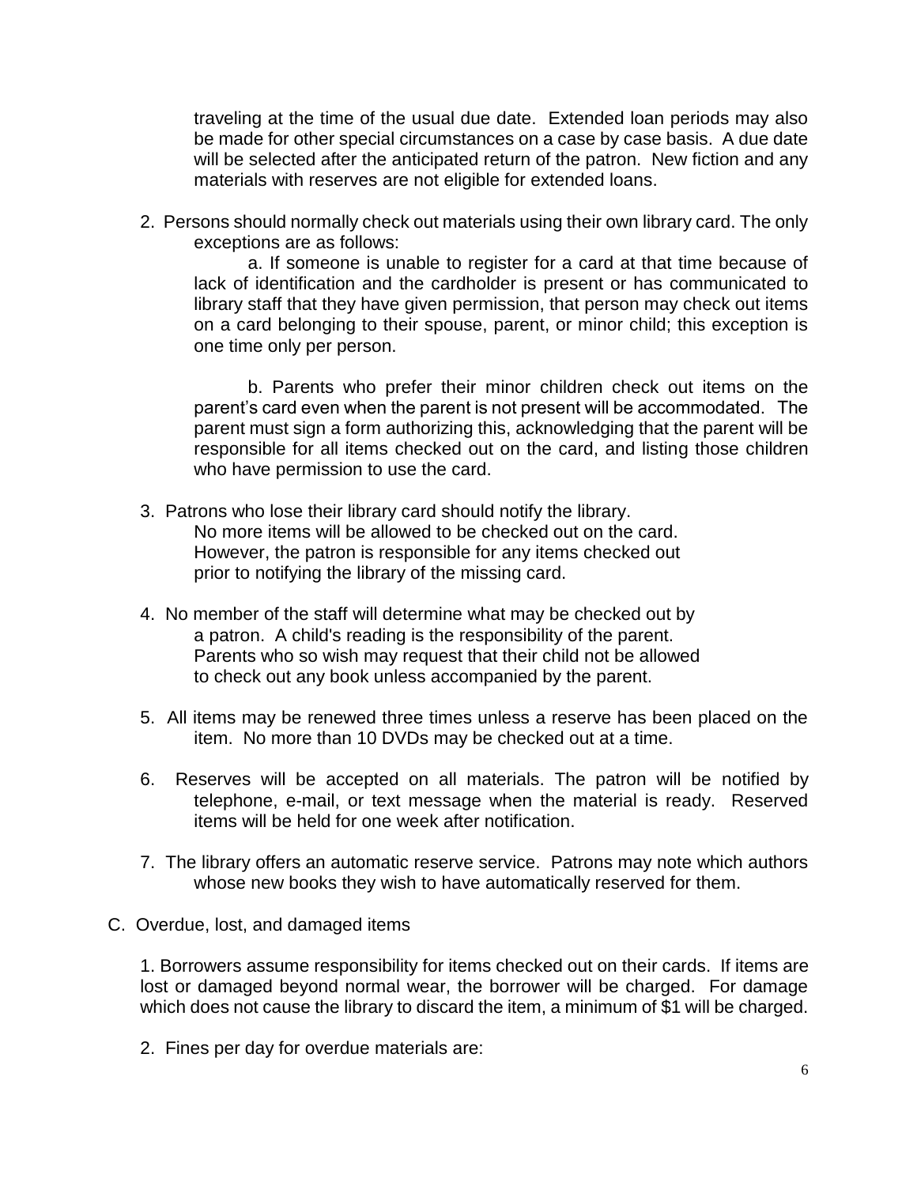traveling at the time of the usual due date. Extended loan periods may also be made for other special circumstances on a case by case basis. A due date will be selected after the anticipated return of the patron. New fiction and any materials with reserves are not eligible for extended loans.

2. Persons should normally check out materials using their own library card. The only exceptions are as follows:

   a. If someone is unable to register for a card at that time because of lack of identification and the cardholder is present or has communicated to library staff that they have given permission, that person may check out items on a card belonging to their spouse, parent, or minor child; this exception is one time only per person.

   b. Parents who prefer their minor children check out items on the parent's card even when the parent is not present will be accommodated. The parent must sign a form authorizing this, acknowledging that the parent will be responsible for all items checked out on the card, and listing those children who have permission to use the card.

3. Patrons who lose their library card should notify the library. No more items will be allowed to be checked out on the card. However, the patron is responsible for any items checked out prior to notifying the library of the missing card.

4. No member of the staff will determine what may be checked out by a patron. A child's reading is the responsibility of the parent. Parents who so wish may request that their child not be allowed to check out any book unless accompanied by the parent.

5. All items may be renewed three times unless a reserve has been placed on the item. No more than 10 DVDs may be checked out at a time.

6. Reserves will be accepted on all materials. The patron will be notified by telephone, e-mail, or text message when the material is ready. Reserved items will be held for one week after notification.

7. The library offers an automatic reserve service. Patrons may note which authors whose new books they wish to have automatically reserved for them.

C. Overdue, lost, and damaged items

1. Borrowers assume responsibility for items checked out on their cards. If items are lost or damaged beyond normal wear, the borrower will be charged. For damage which does not cause the library to discard the item, a minimum of $1 will be charged.

2. Fines per day for overdue materials are: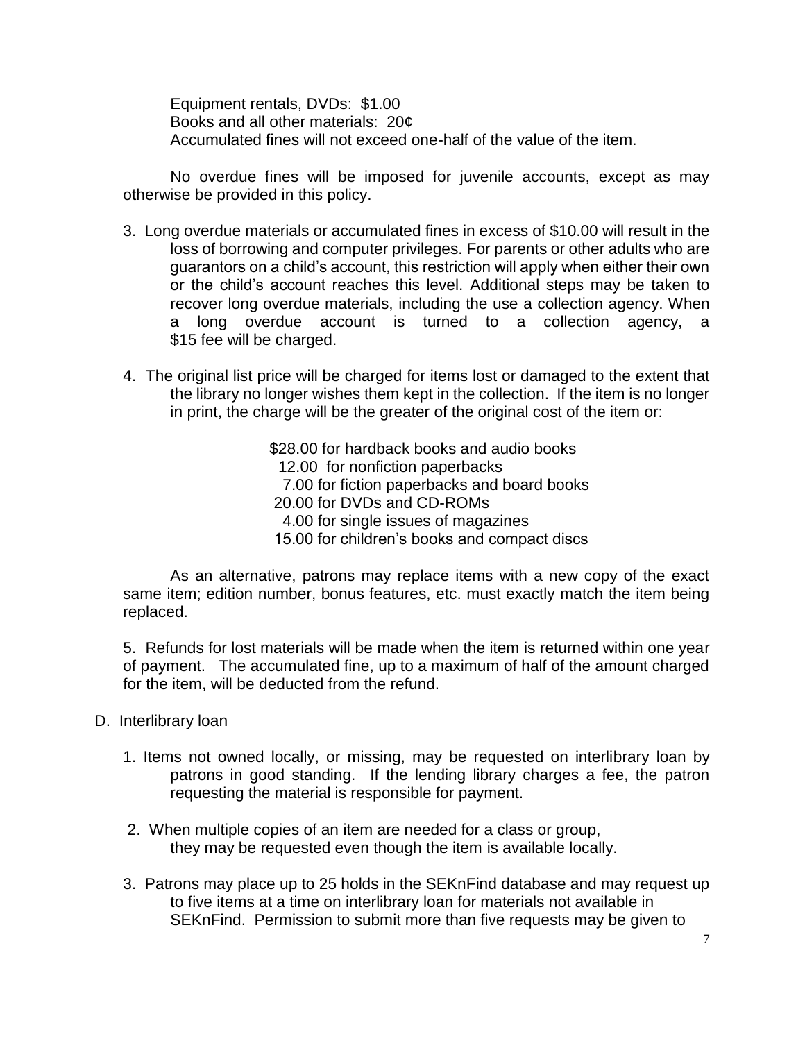Equipment rentals, DVDs: $1.00
Books and all other materials: 20¢
Accumulated fines will not exceed one-half of the value of the item.

No overdue fines will be imposed for juvenile accounts, except as may otherwise be provided in this policy.

3. Long overdue materials or accumulated fines in excess of $10.00 will result in the loss of borrowing and computer privileges. For parents or other adults who are guarantors on a child's account, this restriction will apply when either their own or the child's account reaches this level. Additional steps may be taken to recover long overdue materials, including the use a collection agency. When a long overdue account is turned to a collection agency, a $15 fee will be charged.

4. The original list price will be charged for items lost or damaged to the extent that the library no longer wishes them kept in the collection. If the item is no longer in print, the charge will be the greater of the original cost of the item or:

   $28.00 for hardback books and audio books
   12.00 for nonfiction paperbacks
   7.00 for fiction paperbacks and board books
   20.00 for DVDs and CD-ROMs
   4.00 for single issues of magazines
   15.00 for children's books and compact discs

As an alternative, patrons may replace items with a new copy of the exact same item; edition number, bonus features, etc. must exactly match the item being replaced.

5. Refunds for lost materials will be made when the item is returned within one year of payment. The accumulated fine, up to a maximum of half of the amount charged for the item, will be deducted from the refund.

D. Interlibrary loan

1. Items not owned locally, or missing, may be requested on interlibrary loan by patrons in good standing. If the lending library charges a fee, the patron requesting the material is responsible for payment.

2. When multiple copies of an item are needed for a class or group, they may be requested even though the item is available locally.

3. Patrons may place up to 25 holds in the SEKnFind database and may request up to five items at a time on interlibrary loan for materials not available in SEKnFind. Permission to submit more than five requests may be given to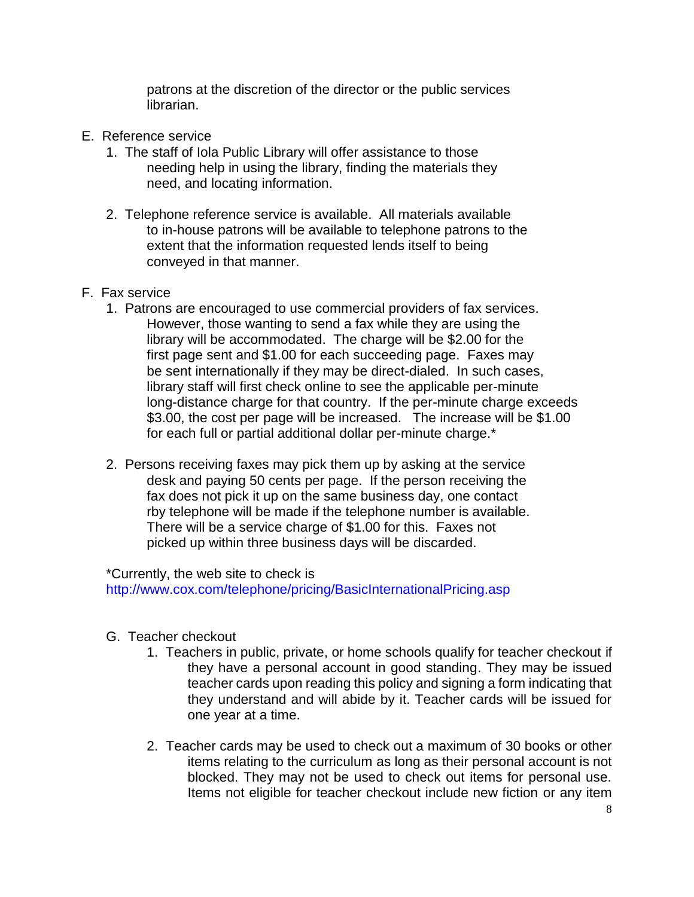patrons at the discretion of the director or the public services librarian.

E. Reference service

1. The staff of Iola Public Library will offer assistance to those needing help in using the library, finding the materials they need, and locating information.

2. Telephone reference service is available. All materials available to in-house patrons will be available to telephone patrons to the extent that the information requested lends itself to being conveyed in that manner.

F. Fax service

1. Patrons are encouraged to use commercial providers of fax services. However, those wanting to send a fax while they are using the library will be accommodated. The charge will be $2.00 for the first page sent and $1.00 for each succeeding page. Faxes may be sent internationally if they may be direct-dialed. In such cases, library staff will first check online to see the applicable per-minute long-distance charge for that country. If the per-minute charge exceeds $3.00, the cost per page will be increased. The increase will be $1.00 for each full or partial additional dollar per-minute charge.*

2. Persons receiving faxes may pick them up by asking at the service desk and paying 50 cents per page. If the person receiving the fax does not pick it up on the same business day, one contact rby telephone will be made if the telephone number is available. There will be a service charge of $1.00 for this. Faxes not picked up within three business days will be discarded.

*Currently, the web site to check is http://www.cox.com/telephone/pricing/BasicInternationalPricing.asp

G. Teacher checkout

1. Teachers in public, private, or home schools qualify for teacher checkout if they have a personal account in good standing. They may be issued teacher cards upon reading this policy and signing a form indicating that they understand and will abide by it. Teacher cards will be issued for one year at a time.

2. Teacher cards may be used to check out a maximum of 30 books or other items relating to the curriculum as long as their personal account is not blocked. They may not be used to check out items for personal use. Items not eligible for teacher checkout include new fiction or any item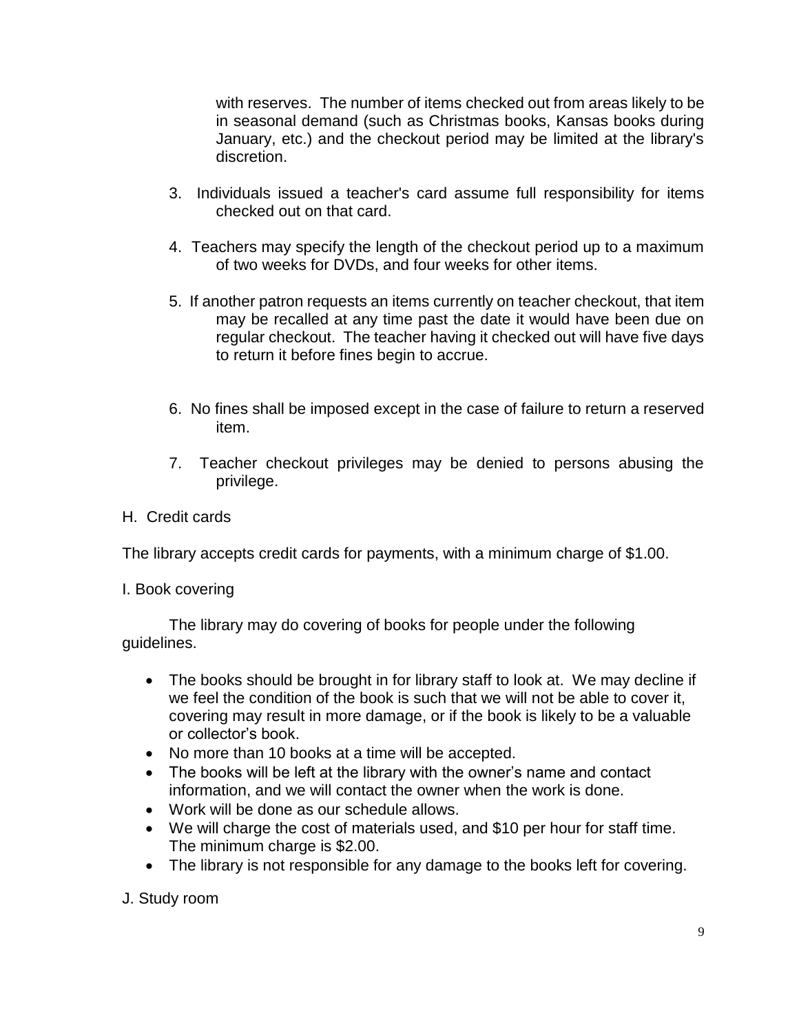with reserves. The number of items checked out from areas likely to be in seasonal demand (such as Christmas books, Kansas books during January, etc.) and the checkout period may be limited at the library's discretion.

3. Individuals issued a teacher's card assume full responsibility for items checked out on that card.

4. Teachers may specify the length of the checkout period up to a maximum of two weeks for DVDs, and four weeks for other items.

5. If another patron requests an items currently on teacher checkout, that item may be recalled at any time past the date it would have been due on regular checkout. The teacher having it checked out will have five days to return it before fines begin to accrue.

6. No fines shall be imposed except in the case of failure to return a reserved item.

7. Teacher checkout privileges may be denied to persons abusing the privilege.

H. Credit cards

The library accepts credit cards for payments, with a minimum charge of $1.00.

I. Book covering

The library may do covering of books for people under the following guidelines.

- The books should be brought in for library staff to look at. We may decline if we feel the condition of the book is such that we will not be able to cover it, covering may result in more damage, or if the book is likely to be a valuable or collector's book.
- No more than 10 books at a time will be accepted.
- The books will be left at the library with the owner's name and contact information, and we will contact the owner when the work is done.
- Work will be done as our schedule allows.
- We will charge the cost of materials used, and $10 per hour for staff time. The minimum charge is $2.00.
- The library is not responsible for any damage to the books left for covering.

J. Study room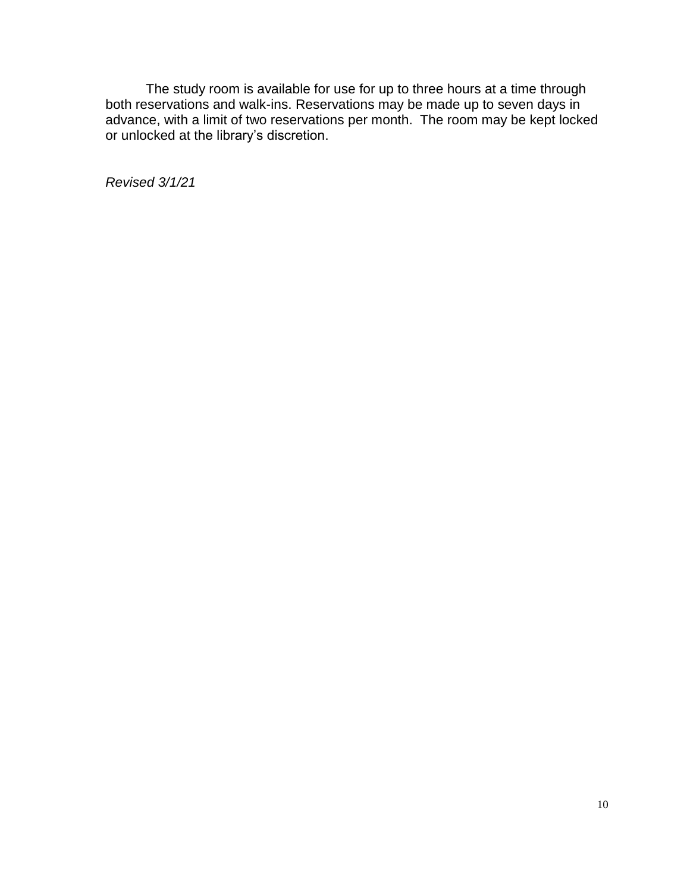The study room is available for use for up to three hours at a time through both reservations and walk-ins. Reservations may be made up to seven days in advance, with a limit of two reservations per month. The room may be kept locked or unlocked at the library's discretion.

*Revised 3/1/21*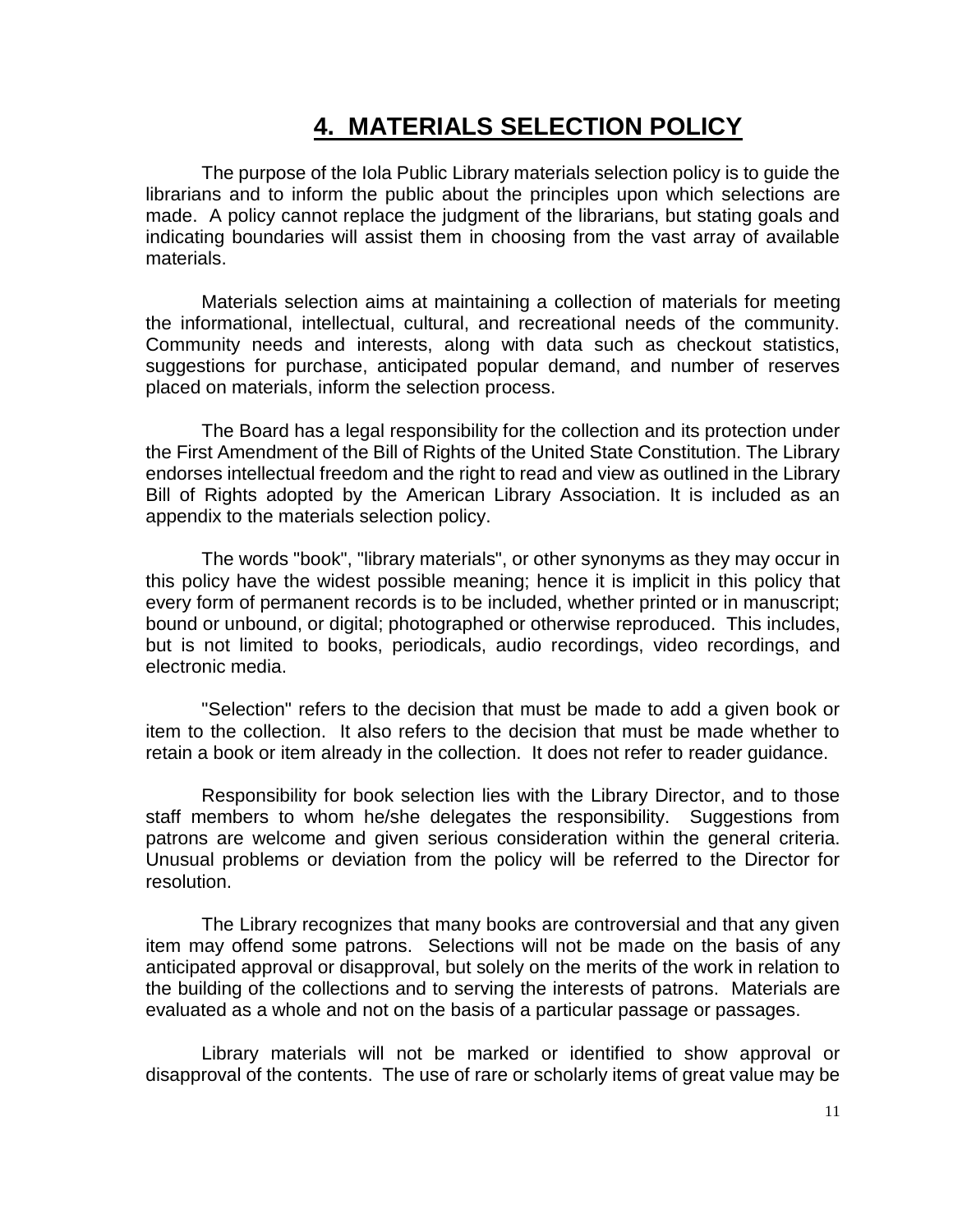# 4. MATERIALS SELECTION POLICY

The purpose of the Iola Public Library materials selection policy is to guide the librarians and to inform the public about the principles upon which selections are made. A policy cannot replace the judgment of the librarians, but stating goals and indicating boundaries will assist them in choosing from the vast array of available materials.

Materials selection aims at maintaining a collection of materials for meeting the informational, intellectual, cultural, and recreational needs of the community. Community needs and interests, along with data such as checkout statistics, suggestions for purchase, anticipated popular demand, and number of reserves placed on materials, inform the selection process.

The Board has a legal responsibility for the collection and its protection under the First Amendment of the Bill of Rights of the United State Constitution. The Library endorses intellectual freedom and the right to read and view as outlined in the Library Bill of Rights adopted by the American Library Association. It is included as an appendix to the materials selection policy.

The words "book", "library materials", or other synonyms as they may occur in this policy have the widest possible meaning; hence it is implicit in this policy that every form of permanent records is to be included, whether printed or in manuscript; bound or unbound, or digital; photographed or otherwise reproduced. This includes, but is not limited to books, periodicals, audio recordings, video recordings, and electronic media.

"Selection" refers to the decision that must be made to add a given book or item to the collection. It also refers to the decision that must be made whether to retain a book or item already in the collection. It does not refer to reader guidance.

Responsibility for book selection lies with the Library Director, and to those staff members to whom he/she delegates the responsibility. Suggestions from patrons are welcome and given serious consideration within the general criteria. Unusual problems or deviation from the policy will be referred to the Director for resolution.

The Library recognizes that many books are controversial and that any given item may offend some patrons. Selections will not be made on the basis of any anticipated approval or disapproval, but solely on the merits of the work in relation to the building of the collections and to serving the interests of patrons. Materials are evaluated as a whole and not on the basis of a particular passage or passages.

Library materials will not be marked or identified to show approval or disapproval of the contents. The use of rare or scholarly items of great value may be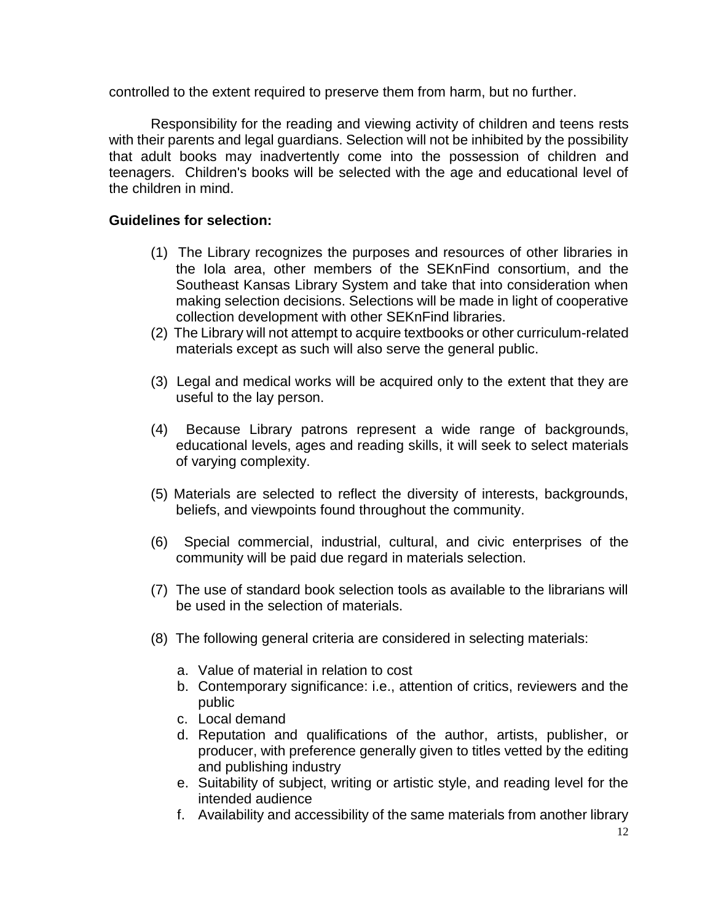controlled to the extent required to preserve them from harm, but no further.

Responsibility for the reading and viewing activity of children and teens rests with their parents and legal guardians. Selection will not be inhibited by the possibility that adult books may inadvertently come into the possession of children and teenagers. Children's books will be selected with the age and educational level of the children in mind.

**Guidelines for selection:**

(1) The Library recognizes the purposes and resources of other libraries in the Iola area, other members of the SEKnFind consortium, and the Southeast Kansas Library System and take that into consideration when making selection decisions. Selections will be made in light of cooperative collection development with other SEKnFind libraries.

(2) The Library will not attempt to acquire textbooks or other curriculum-related materials except as such will also serve the general public.

(3) Legal and medical works will be acquired only to the extent that they are useful to the lay person.

(4) Because Library patrons represent a wide range of backgrounds, educational levels, ages and reading skills, it will seek to select materials of varying complexity.

(5) Materials are selected to reflect the diversity of interests, backgrounds, beliefs, and viewpoints found throughout the community.

(6) Special commercial, industrial, cultural, and civic enterprises of the community will be paid due regard in materials selection.

(7) The use of standard book selection tools as available to the librarians will be used in the selection of materials.

(8) The following general criteria are considered in selecting materials:

a. Value of material in relation to cost
b. Contemporary significance: i.e., attention of critics, reviewers and the public
c. Local demand
d. Reputation and qualifications of the author, artists, publisher, or producer, with preference generally given to titles vetted by the editing and publishing industry
e. Suitability of subject, writing or artistic style, and reading level for the intended audience
f. Availability and accessibility of the same materials from another library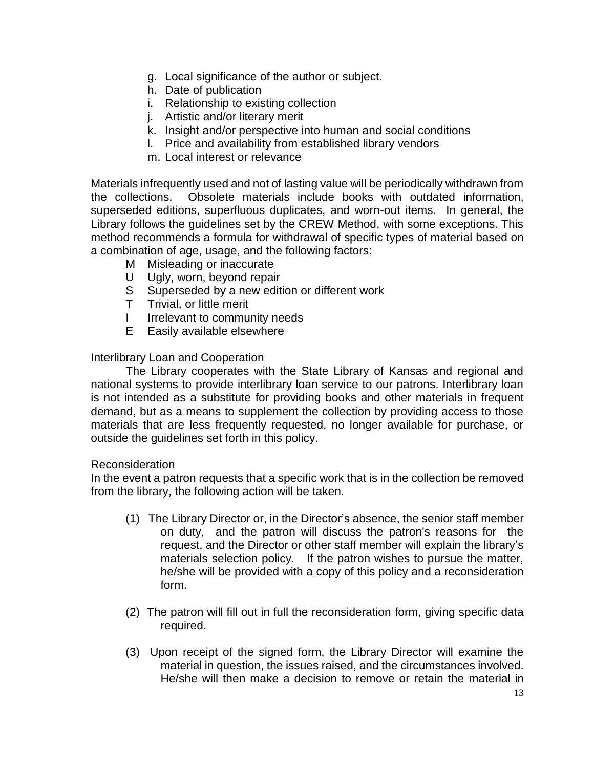g. Local significance of the author or subject.
h. Date of publication
i. Relationship to existing collection
j. Artistic and/or literary merit
k. Insight and/or perspective into human and social conditions
l. Price and availability from established library vendors
m. Local interest or relevance

Materials infrequently used and not of lasting value will be periodically withdrawn from the collections. Obsolete materials include books with outdated information, superseded editions, superfluous duplicates, and worn-out items. In general, the Library follows the guidelines set by the CREW Method, with some exceptions. This method recommends a formula for withdrawal of specific types of material based on a combination of age, usage, and the following factors:

- M Misleading or inaccurate
- U Ugly, worn, beyond repair
- S Superseded by a new edition or different work
- T Trivial, or little merit
- I Irrelevant to community needs
- E Easily available elsewhere

Interlibrary Loan and Cooperation

The Library cooperates with the State Library of Kansas and regional and national systems to provide interlibrary loan service to our patrons. Interlibrary loan is not intended as a substitute for providing books and other materials in frequent demand, but as a means to supplement the collection by providing access to those materials that are less frequently requested, no longer available for purchase, or outside the guidelines set forth in this policy.

Reconsideration

In the event a patron requests that a specific work that is in the collection be removed from the library, the following action will be taken.

(1) The Library Director or, in the Director's absence, the senior staff member on duty, and the patron will discuss the patron's reasons for the request, and the Director or other staff member will explain the library's materials selection policy. If the patron wishes to pursue the matter, he/she will be provided with a copy of this policy and a reconsideration form.

(2) The patron will fill out in full the reconsideration form, giving specific data required.

(3) Upon receipt of the signed form, the Library Director will examine the material in question, the issues raised, and the circumstances involved. He/she will then make a decision to remove or retain the material in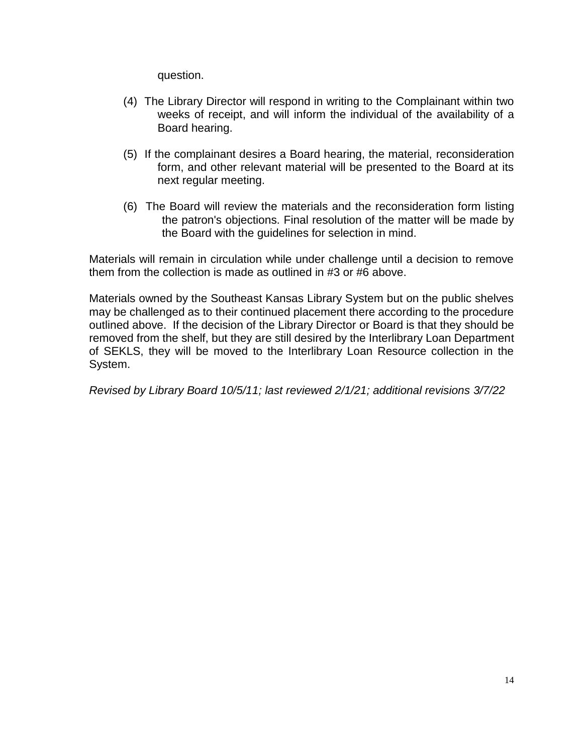question.

(4) The Library Director will respond in writing to the Complainant within two weeks of receipt, and will inform the individual of the availability of a Board hearing.

(5) If the complainant desires a Board hearing, the material, reconsideration form, and other relevant material will be presented to the Board at its next regular meeting.

(6) The Board will review the materials and the reconsideration form listing the patron's objections. Final resolution of the matter will be made by the Board with the guidelines for selection in mind.

Materials will remain in circulation while under challenge until a decision to remove them from the collection is made as outlined in #3 or #6 above.

Materials owned by the Southeast Kansas Library System but on the public shelves may be challenged as to their continued placement there according to the procedure outlined above. If the decision of the Library Director or Board is that they should be removed from the shelf, but they are still desired by the Interlibrary Loan Department of SEKLS, they will be moved to the Interlibrary Loan Resource collection in the System.

*Revised by Library Board 10/5/11; last reviewed 2/1/21; additional revisions 3/7/22*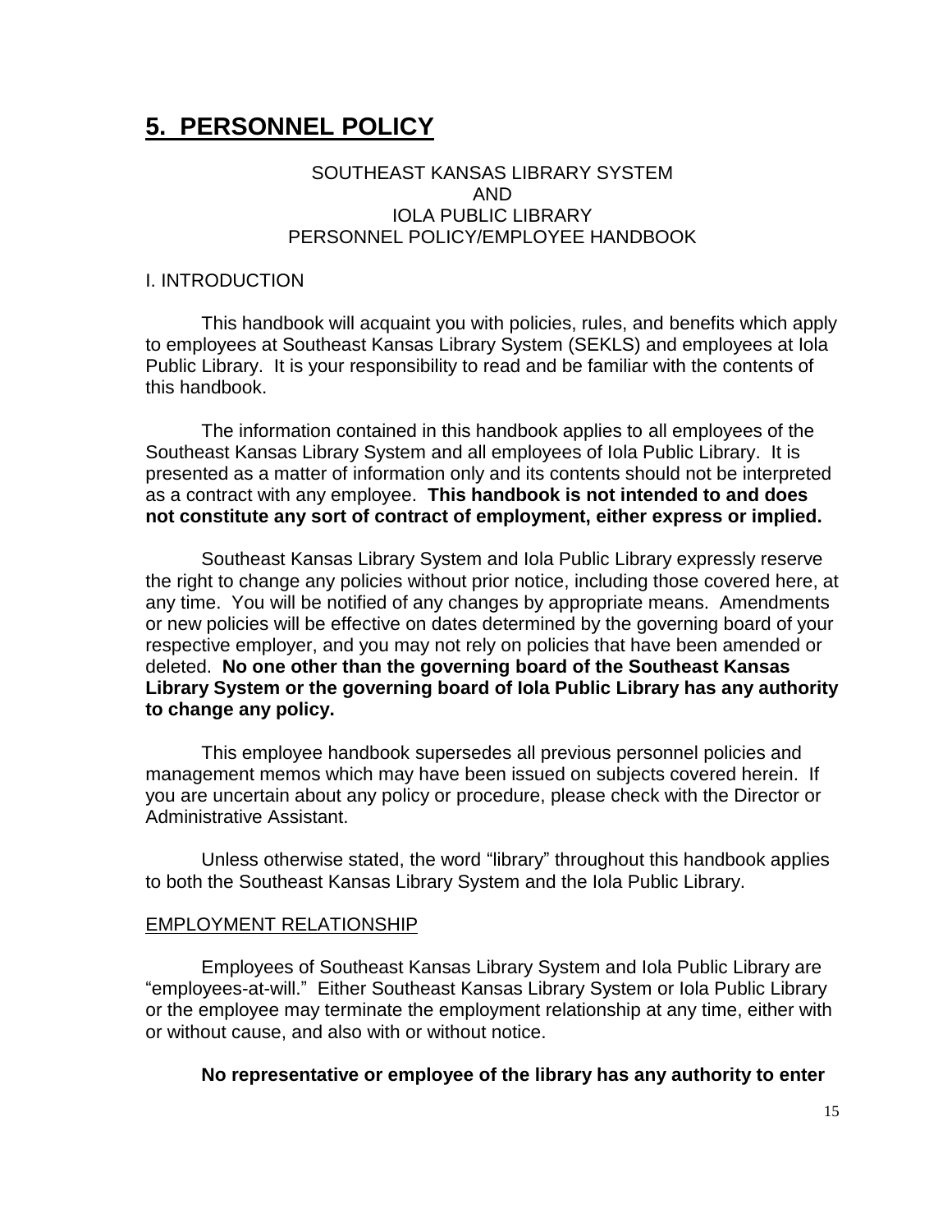# 5. PERSONNEL POLICY

SOUTHEAST KANSAS LIBRARY SYSTEM
AND
IOLA PUBLIC LIBRARY
PERSONNEL POLICY/EMPLOYEE HANDBOOK

I. INTRODUCTION

This handbook will acquaint you with policies, rules, and benefits which apply to employees at Southeast Kansas Library System (SEKLS) and employees at Iola Public Library. It is your responsibility to read and be familiar with the contents of this handbook.

The information contained in this handbook applies to all employees of the Southeast Kansas Library System and all employees of Iola Public Library. It is presented as a matter of information only and its contents should not be interpreted as a contract with any employee. **This handbook is not intended to and does not constitute any sort of contract of employment, either express or implied.**

Southeast Kansas Library System and Iola Public Library expressly reserve the right to change any policies without prior notice, including those covered here, at any time. You will be notified of any changes by appropriate means. Amendments or new policies will be effective on dates determined by the governing board of your respective employer, and you may not rely on policies that have been amended or deleted. **No one other than the governing board of the Southeast Kansas Library System or the governing board of Iola Public Library has any authority to change any policy.**

This employee handbook supersedes all previous personnel policies and management memos which may have been issued on subjects covered herein. If you are uncertain about any policy or procedure, please check with the Director or Administrative Assistant.

Unless otherwise stated, the word "library" throughout this handbook applies to both the Southeast Kansas Library System and the Iola Public Library.

EMPLOYMENT RELATIONSHIP

Employees of Southeast Kansas Library System and Iola Public Library are "employees-at-will." Either Southeast Kansas Library System or Iola Public Library or the employee may terminate the employment relationship at any time, either with or without cause, and also with or without notice.

**No representative or employee of the library has any authority to enter**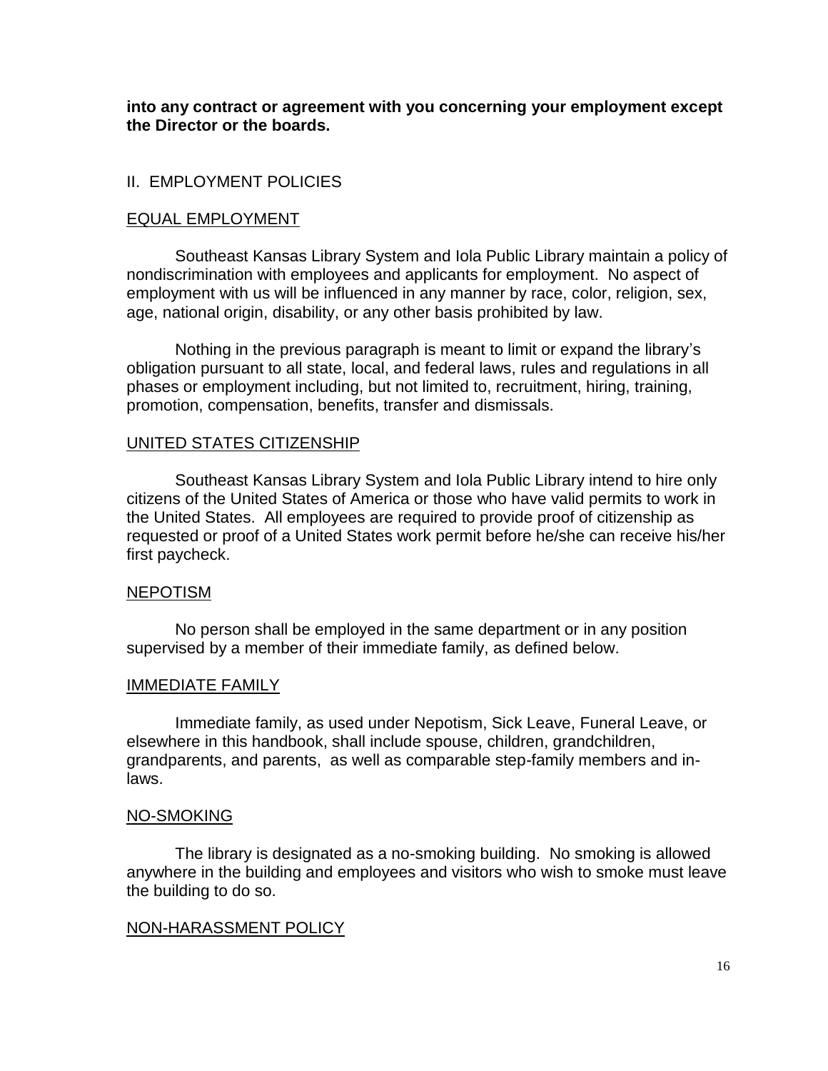**into any contract or agreement with you concerning your employment except the Director or the boards.**

## II. EMPLOYMENT POLICIES

### EQUAL EMPLOYMENT

Southeast Kansas Library System and Iola Public Library maintain a policy of nondiscrimination with employees and applicants for employment. No aspect of employment with us will be influenced in any manner by race, color, religion, sex, age, national origin, disability, or any other basis prohibited by law.

Nothing in the previous paragraph is meant to limit or expand the library's obligation pursuant to all state, local, and federal laws, rules and regulations in all phases or employment including, but not limited to, recruitment, hiring, training, promotion, compensation, benefits, transfer and dismissals.

### UNITED STATES CITIZENSHIP

Southeast Kansas Library System and Iola Public Library intend to hire only citizens of the United States of America or those who have valid permits to work in the United States. All employees are required to provide proof of citizenship as requested or proof of a United States work permit before he/she can receive his/her first paycheck.

### NEPOTISM

No person shall be employed in the same department or in any position supervised by a member of their immediate family, as defined below.

### IMMEDIATE FAMILY

Immediate family, as used under Nepotism, Sick Leave, Funeral Leave, or elsewhere in this handbook, shall include spouse, children, grandchildren, grandparents, and parents, as well as comparable step-family members and in-laws.

### NO-SMOKING

The library is designated as a no-smoking building. No smoking is allowed anywhere in the building and employees and visitors who wish to smoke must leave the building to do so.

### NON-HARASSMENT POLICY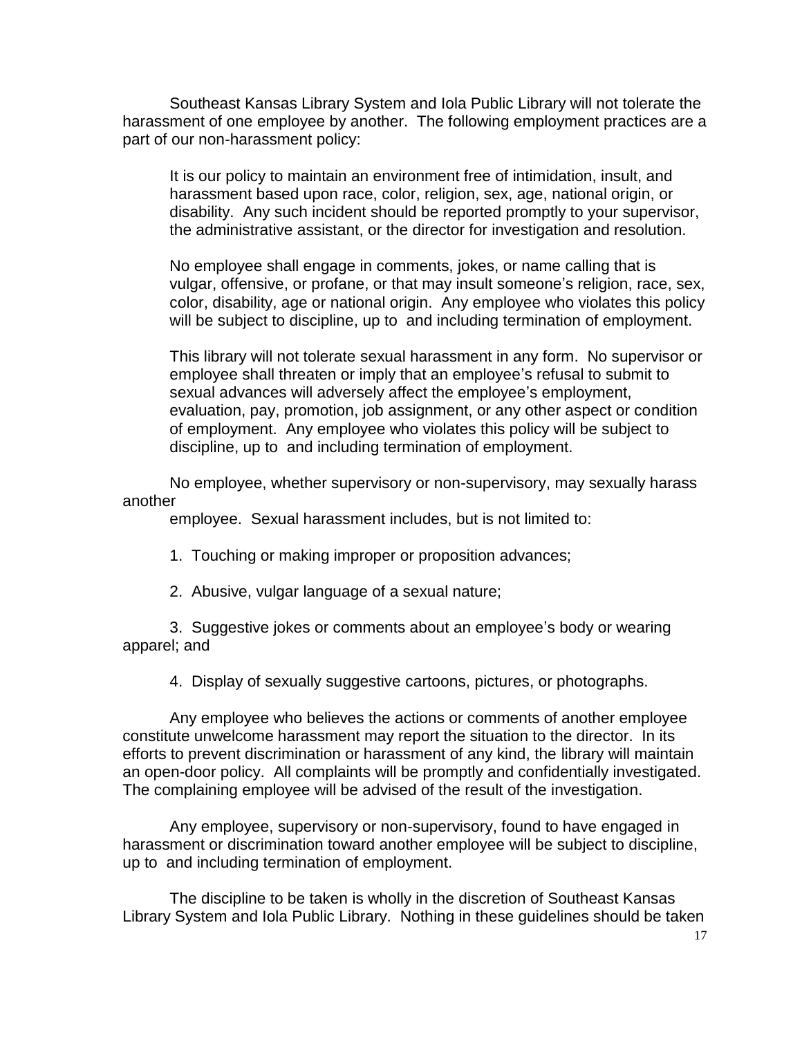Southeast Kansas Library System and Iola Public Library will not tolerate the harassment of one employee by another. The following employment practices are a part of our non-harassment policy:

> It is our policy to maintain an environment free of intimidation, insult, and harassment based upon race, color, religion, sex, age, national origin, or disability. Any such incident should be reported promptly to your supervisor, the administrative assistant, or the director for investigation and resolution.
>
> No employee shall engage in comments, jokes, or name calling that is vulgar, offensive, or profane, or that may insult someone's religion, race, sex, color, disability, age or national origin. Any employee who violates this policy will be subject to discipline, up to and including termination of employment.
>
> This library will not tolerate sexual harassment in any form. No supervisor or employee shall threaten or imply that an employee's refusal to submit to sexual advances will adversely affect the employee's employment, evaluation, pay, promotion, job assignment, or any other aspect or condition of employment. Any employee who violates this policy will be subject to discipline, up to and including termination of employment.

No employee, whether supervisory or non-supervisory, may sexually harass another employee. Sexual harassment includes, but is not limited to:

1. Touching or making improper or proposition advances;

2. Abusive, vulgar language of a sexual nature;

3. Suggestive jokes or comments about an employee's body or wearing apparel; and

4. Display of sexually suggestive cartoons, pictures, or photographs.

Any employee who believes the actions or comments of another employee constitute unwelcome harassment may report the situation to the director. In its efforts to prevent discrimination or harassment of any kind, the library will maintain an open-door policy. All complaints will be promptly and confidentially investigated. The complaining employee will be advised of the result of the investigation.

Any employee, supervisory or non-supervisory, found to have engaged in harassment or discrimination toward another employee will be subject to discipline, up to and including termination of employment.

The discipline to be taken is wholly in the discretion of Southeast Kansas Library System and Iola Public Library. Nothing in these guidelines should be taken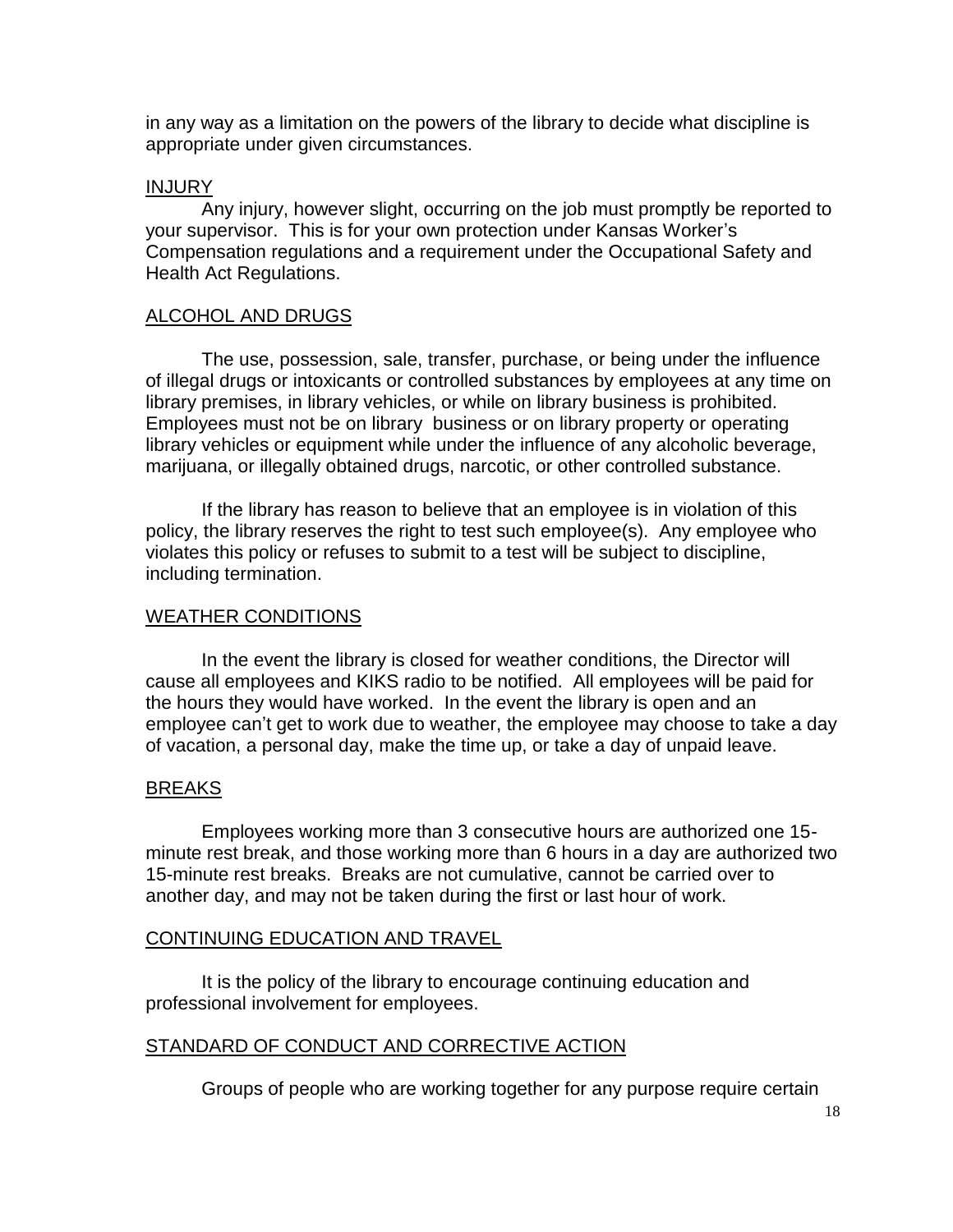in any way as a limitation on the powers of the library to decide what discipline is appropriate under given circumstances.

## INJURY

Any injury, however slight, occurring on the job must promptly be reported to your supervisor. This is for your own protection under Kansas Worker's Compensation regulations and a requirement under the Occupational Safety and Health Act Regulations.

## ALCOHOL AND DRUGS

The use, possession, sale, transfer, purchase, or being under the influence of illegal drugs or intoxicants or controlled substances by employees at any time on library premises, in library vehicles, or while on library business is prohibited. Employees must not be on library business or on library property or operating library vehicles or equipment while under the influence of any alcoholic beverage, marijuana, or illegally obtained drugs, narcotic, or other controlled substance.

If the library has reason to believe that an employee is in violation of this policy, the library reserves the right to test such employee(s). Any employee who violates this policy or refuses to submit to a test will be subject to discipline, including termination.

## WEATHER CONDITIONS

In the event the library is closed for weather conditions, the Director will cause all employees and KIKS radio to be notified. All employees will be paid for the hours they would have worked. In the event the library is open and an employee can't get to work due to weather, the employee may choose to take a day of vacation, a personal day, make the time up, or take a day of unpaid leave.

## BREAKS

Employees working more than 3 consecutive hours are authorized one 15-minute rest break, and those working more than 6 hours in a day are authorized two 15-minute rest breaks. Breaks are not cumulative, cannot be carried over to another day, and may not be taken during the first or last hour of work.

## CONTINUING EDUCATION AND TRAVEL

It is the policy of the library to encourage continuing education and professional involvement for employees.

## STANDARD OF CONDUCT AND CORRECTIVE ACTION

Groups of people who are working together for any purpose require certain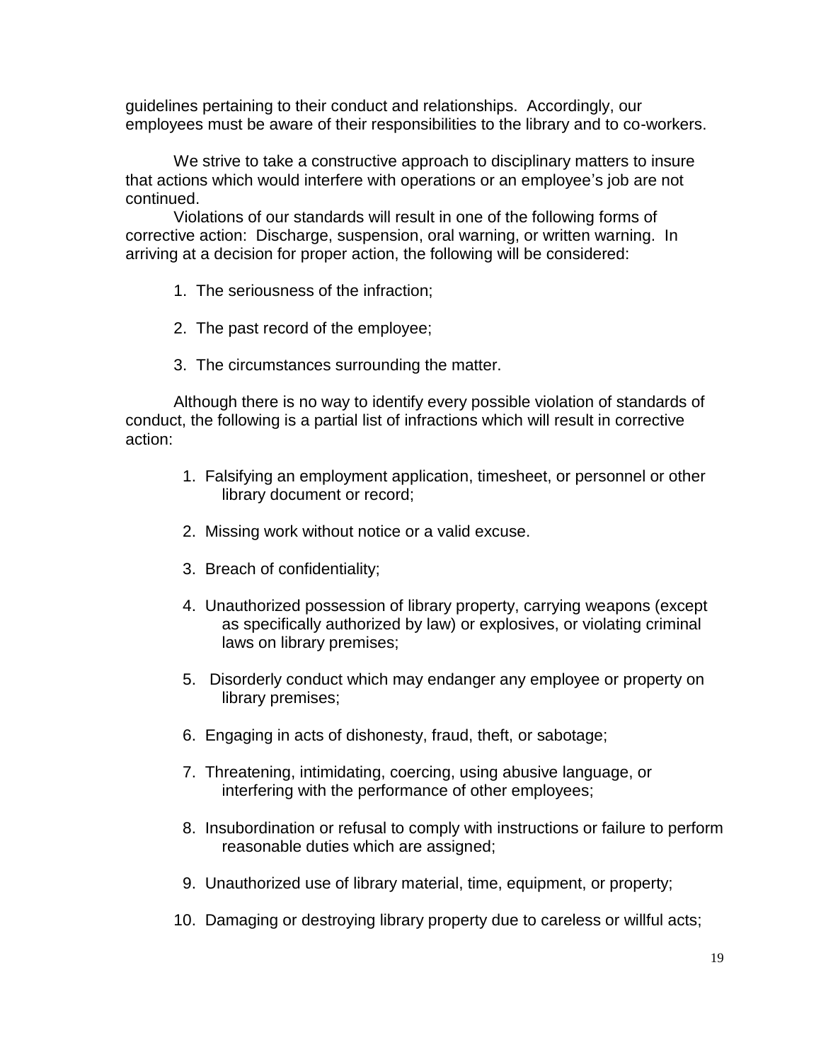guidelines pertaining to their conduct and relationships. Accordingly, our employees must be aware of their responsibilities to the library and to co-workers.

We strive to take a constructive approach to disciplinary matters to insure that actions which would interfere with operations or an employee's job are not continued.

Violations of our standards will result in one of the following forms of corrective action: Discharge, suspension, oral warning, or written warning. In arriving at a decision for proper action, the following will be considered:

1. The seriousness of the infraction;

2. The past record of the employee;

3. The circumstances surrounding the matter.

Although there is no way to identify every possible violation of standards of conduct, the following is a partial list of infractions which will result in corrective action:

1. Falsifying an employment application, timesheet, or personnel or other library document or record;

2. Missing work without notice or a valid excuse.

3. Breach of confidentiality;

4. Unauthorized possession of library property, carrying weapons (except as specifically authorized by law) or explosives, or violating criminal laws on library premises;

5. Disorderly conduct which may endanger any employee or property on library premises;

6. Engaging in acts of dishonesty, fraud, theft, or sabotage;

7. Threatening, intimidating, coercing, using abusive language, or interfering with the performance of other employees;

8. Insubordination or refusal to comply with instructions or failure to perform reasonable duties which are assigned;

9. Unauthorized use of library material, time, equipment, or property;

10. Damaging or destroying library property due to careless or willful acts;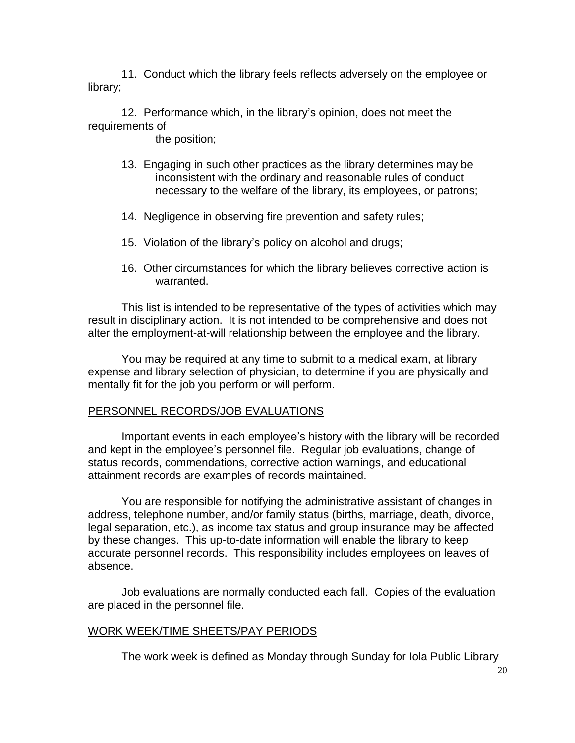11. Conduct which the library feels reflects adversely on the employee or library;

12. Performance which, in the library's opinion, does not meet the requirements of the position;

13. Engaging in such other practices as the library determines may be inconsistent with the ordinary and reasonable rules of conduct necessary to the welfare of the library, its employees, or patrons;

14. Negligence in observing fire prevention and safety rules;

15. Violation of the library's policy on alcohol and drugs;

16. Other circumstances for which the library believes corrective action is warranted.

This list is intended to be representative of the types of activities which may result in disciplinary action. It is not intended to be comprehensive and does not alter the employment-at-will relationship between the employee and the library.

You may be required at any time to submit to a medical exam, at library expense and library selection of physician, to determine if you are physically and mentally fit for the job you perform or will perform.

## PERSONNEL RECORDS/JOB EVALUATIONS

Important events in each employee's history with the library will be recorded and kept in the employee's personnel file. Regular job evaluations, change of status records, commendations, corrective action warnings, and educational attainment records are examples of records maintained.

You are responsible for notifying the administrative assistant of changes in address, telephone number, and/or family status (births, marriage, death, divorce, legal separation, etc.), as income tax status and group insurance may be affected by these changes. This up-to-date information will enable the library to keep accurate personnel records. This responsibility includes employees on leaves of absence.

Job evaluations are normally conducted each fall. Copies of the evaluation are placed in the personnel file.

## WORK WEEK/TIME SHEETS/PAY PERIODS

The work week is defined as Monday through Sunday for Iola Public Library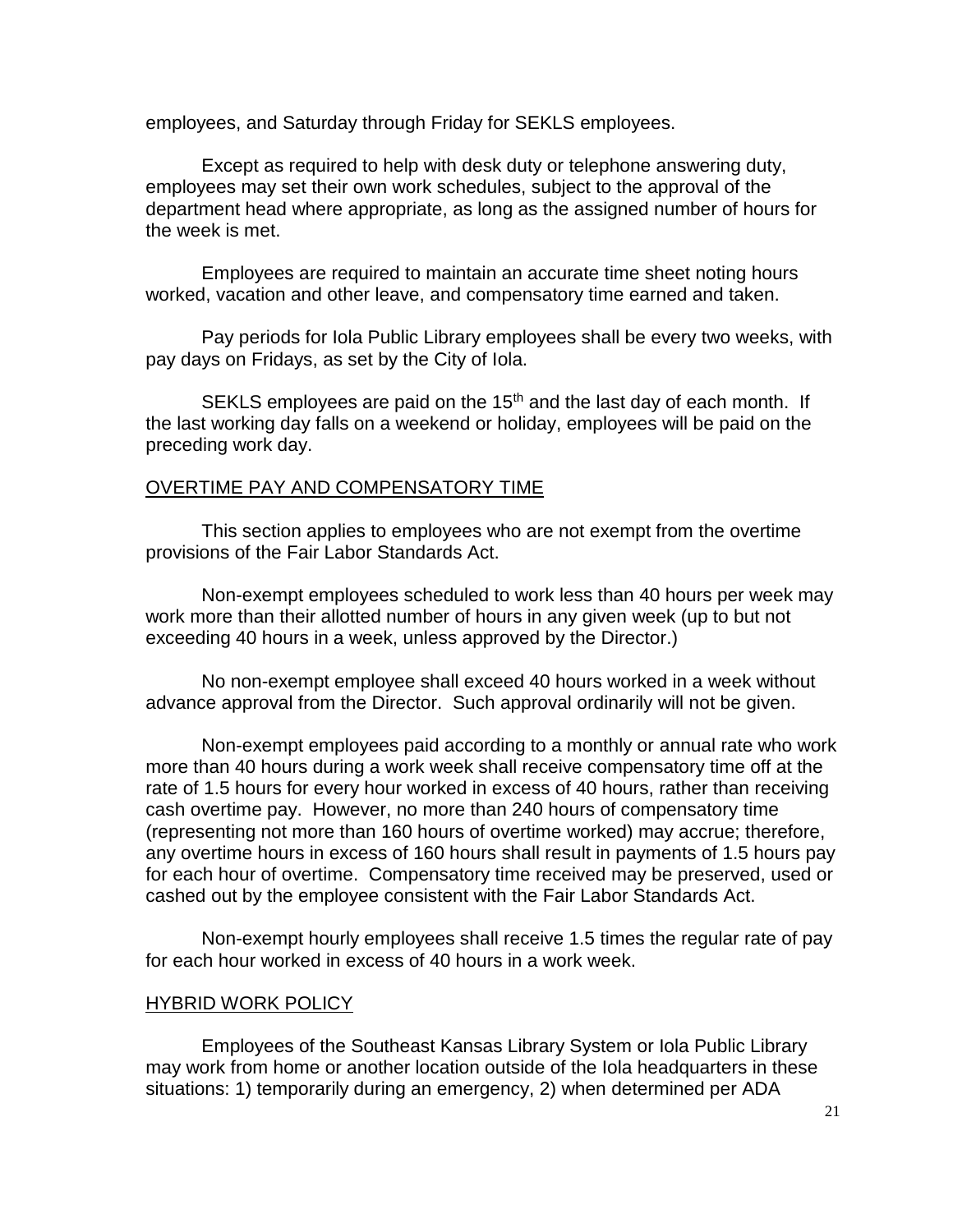employees, and Saturday through Friday for SEKLS employees.

Except as required to help with desk duty or telephone answering duty, employees may set their own work schedules, subject to the approval of the department head where appropriate, as long as the assigned number of hours for the week is met.

Employees are required to maintain an accurate time sheet noting hours worked, vacation and other leave, and compensatory time earned and taken.

Pay periods for Iola Public Library employees shall be every two weeks, with pay days on Fridays, as set by the City of Iola.

SEKLS employees are paid on the 15th and the last day of each month. If the last working day falls on a weekend or holiday, employees will be paid on the preceding work day.

## OVERTIME PAY AND COMPENSATORY TIME

This section applies to employees who are not exempt from the overtime provisions of the Fair Labor Standards Act.

Non-exempt employees scheduled to work less than 40 hours per week may work more than their allotted number of hours in any given week (up to but not exceeding 40 hours in a week, unless approved by the Director.)

No non-exempt employee shall exceed 40 hours worked in a week without advance approval from the Director. Such approval ordinarily will not be given.

Non-exempt employees paid according to a monthly or annual rate who work more than 40 hours during a work week shall receive compensatory time off at the rate of 1.5 hours for every hour worked in excess of 40 hours, rather than receiving cash overtime pay. However, no more than 240 hours of compensatory time (representing not more than 160 hours of overtime worked) may accrue; therefore, any overtime hours in excess of 160 hours shall result in payments of 1.5 hours pay for each hour of overtime. Compensatory time received may be preserved, used or cashed out by the employee consistent with the Fair Labor Standards Act.

Non-exempt hourly employees shall receive 1.5 times the regular rate of pay for each hour worked in excess of 40 hours in a work week.

## HYBRID WORK POLICY

Employees of the Southeast Kansas Library System or Iola Public Library may work from home or another location outside of the Iola headquarters in these situations: 1) temporarily during an emergency, 2) when determined per ADA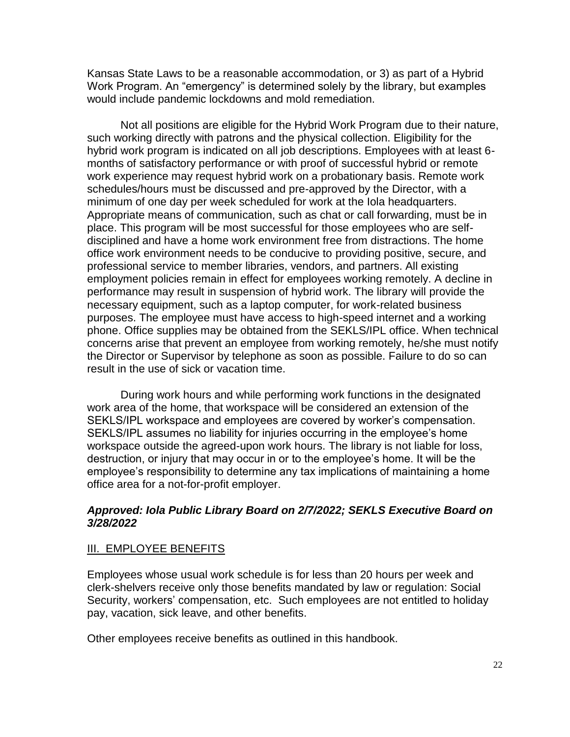Kansas State Laws to be a reasonable accommodation, or 3) as part of a Hybrid Work Program. An "emergency" is determined solely by the library, but examples would include pandemic lockdowns and mold remediation.

Not all positions are eligible for the Hybrid Work Program due to their nature, such working directly with patrons and the physical collection. Eligibility for the hybrid work program is indicated on all job descriptions. Employees with at least 6-months of satisfactory performance or with proof of successful hybrid or remote work experience may request hybrid work on a probationary basis. Remote work schedules/hours must be discussed and pre-approved by the Director, with a minimum of one day per week scheduled for work at the Iola headquarters. Appropriate means of communication, such as chat or call forwarding, must be in place. This program will be most successful for those employees who are self-disciplined and have a home work environment free from distractions. The home office work environment needs to be conducive to providing positive, secure, and professional service to member libraries, vendors, and partners. All existing employment policies remain in effect for employees working remotely. A decline in performance may result in suspension of hybrid work. The library will provide the necessary equipment, such as a laptop computer, for work-related business purposes. The employee must have access to high-speed internet and a working phone. Office supplies may be obtained from the SEKLS/IPL office. When technical concerns arise that prevent an employee from working remotely, he/she must notify the Director or Supervisor by telephone as soon as possible. Failure to do so can result in the use of sick or vacation time.

During work hours and while performing work functions in the designated work area of the home, that workspace will be considered an extension of the SEKLS/IPL workspace and employees are covered by worker's compensation. SEKLS/IPL assumes no liability for injuries occurring in the employee's home workspace outside the agreed-upon work hours. The library is not liable for loss, destruction, or injury that may occur in or to the employee's home. It will be the employee's responsibility to determine any tax implications of maintaining a home office area for a not-for-profit employer.

***Approved: Iola Public Library Board on 2/7/2022; SEKLS Executive Board on 3/28/2022***

## III. EMPLOYEE BENEFITS

Employees whose usual work schedule is for less than 20 hours per week and clerk-shelvers receive only those benefits mandated by law or regulation: Social Security, workers' compensation, etc. Such employees are not entitled to holiday pay, vacation, sick leave, and other benefits.

Other employees receive benefits as outlined in this handbook.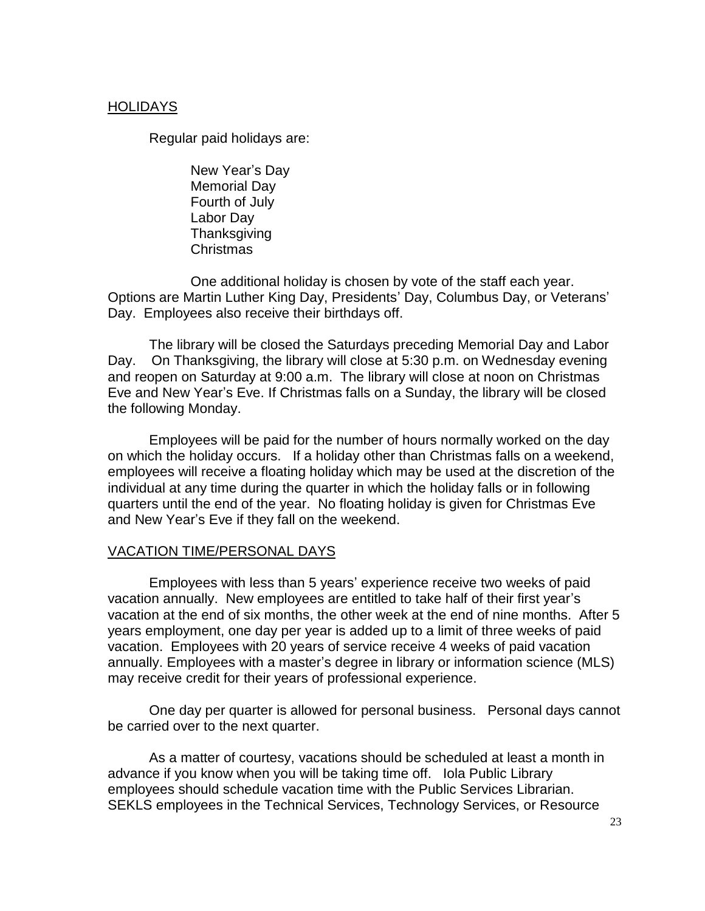## HOLIDAYS

Regular paid holidays are:

New Year's Day
Memorial Day
Fourth of July
Labor Day
Thanksgiving
Christmas

One additional holiday is chosen by vote of the staff each year. Options are Martin Luther King Day, Presidents' Day, Columbus Day, or Veterans' Day. Employees also receive their birthdays off.

The library will be closed the Saturdays preceding Memorial Day and Labor Day. On Thanksgiving, the library will close at 5:30 p.m. on Wednesday evening and reopen on Saturday at 9:00 a.m. The library will close at noon on Christmas Eve and New Year's Eve. If Christmas falls on a Sunday, the library will be closed the following Monday.

Employees will be paid for the number of hours normally worked on the day on which the holiday occurs. If a holiday other than Christmas falls on a weekend, employees will receive a floating holiday which may be used at the discretion of the individual at any time during the quarter in which the holiday falls or in following quarters until the end of the year. No floating holiday is given for Christmas Eve and New Year's Eve if they fall on the weekend.

## VACATION TIME/PERSONAL DAYS

Employees with less than 5 years' experience receive two weeks of paid vacation annually. New employees are entitled to take half of their first year's vacation at the end of six months, the other week at the end of nine months. After 5 years employment, one day per year is added up to a limit of three weeks of paid vacation. Employees with 20 years of service receive 4 weeks of paid vacation annually. Employees with a master's degree in library or information science (MLS) may receive credit for their years of professional experience.

One day per quarter is allowed for personal business. Personal days cannot be carried over to the next quarter.

As a matter of courtesy, vacations should be scheduled at least a month in advance if you know when you will be taking time off. Iola Public Library employees should schedule vacation time with the Public Services Librarian. SEKLS employees in the Technical Services, Technology Services, or Resource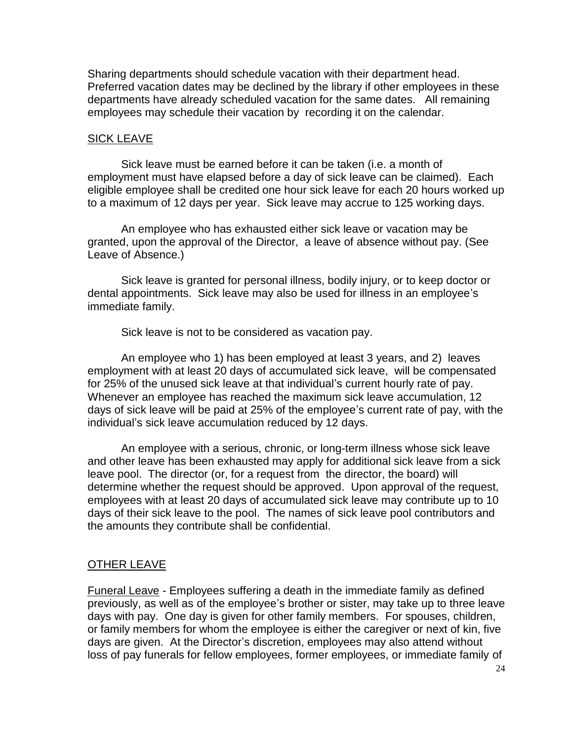Sharing departments should schedule vacation with their department head. Preferred vacation dates may be declined by the library if other employees in these departments have already scheduled vacation for the same dates. All remaining employees may schedule their vacation by recording it on the calendar.

## <u>SICK LEAVE</u>

Sick leave must be earned before it can be taken (i.e. a month of employment must have elapsed before a day of sick leave can be claimed). Each eligible employee shall be credited one hour sick leave for each 20 hours worked up to a maximum of 12 days per year. Sick leave may accrue to 125 working days.

An employee who has exhausted either sick leave or vacation may be granted, upon the approval of the Director, a leave of absence without pay. (See Leave of Absence.)

Sick leave is granted for personal illness, bodily injury, or to keep doctor or dental appointments. Sick leave may also be used for illness in an employee's immediate family.

Sick leave is not to be considered as vacation pay.

An employee who 1) has been employed at least 3 years, and 2) leaves employment with at least 20 days of accumulated sick leave, will be compensated for 25% of the unused sick leave at that individual's current hourly rate of pay. Whenever an employee has reached the maximum sick leave accumulation, 12 days of sick leave will be paid at 25% of the employee's current rate of pay, with the individual's sick leave accumulation reduced by 12 days.

An employee with a serious, chronic, or long-term illness whose sick leave and other leave has been exhausted may apply for additional sick leave from a sick leave pool. The director (or, for a request from the director, the board) will determine whether the request should be approved. Upon approval of the request, employees with at least 20 days of accumulated sick leave may contribute up to 10 days of their sick leave to the pool. The names of sick leave pool contributors and the amounts they contribute shall be confidential.

## <u>OTHER LEAVE</u>

<u>Funeral Leave</u> - Employees suffering a death in the immediate family as defined previously, as well as of the employee's brother or sister, may take up to three leave days with pay. One day is given for other family members. For spouses, children, or family members for whom the employee is either the caregiver or next of kin, five days are given. At the Director's discretion, employees may also attend without loss of pay funerals for fellow employees, former employees, or immediate family of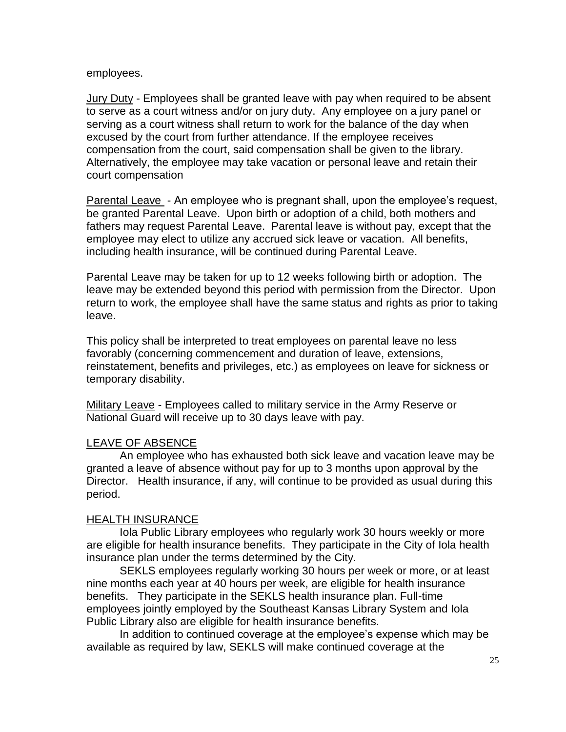employees.

<u>Jury Duty</u> - Employees shall be granted leave with pay when required to be absent to serve as a court witness and/or on jury duty. Any employee on a jury panel or serving as a court witness shall return to work for the balance of the day when excused by the court from further attendance. If the employee receives compensation from the court, said compensation shall be given to the library. Alternatively, the employee may take vacation or personal leave and retain their court compensation

<u>Parental Leave</u> - An employee who is pregnant shall, upon the employee's request, be granted Parental Leave. Upon birth or adoption of a child, both mothers and fathers may request Parental Leave. Parental leave is without pay, except that the employee may elect to utilize any accrued sick leave or vacation. All benefits, including health insurance, will be continued during Parental Leave.

Parental Leave may be taken for up to 12 weeks following birth or adoption. The leave may be extended beyond this period with permission from the Director. Upon return to work, the employee shall have the same status and rights as prior to taking leave.

This policy shall be interpreted to treat employees on parental leave no less favorably (concerning commencement and duration of leave, extensions, reinstatement, benefits and privileges, etc.) as employees on leave for sickness or temporary disability.

<u>Military Leave</u> - Employees called to military service in the Army Reserve or National Guard will receive up to 30 days leave with pay.

## <u>LEAVE OF ABSENCE</u>

An employee who has exhausted both sick leave and vacation leave may be granted a leave of absence without pay for up to 3 months upon approval by the Director. Health insurance, if any, will continue to be provided as usual during this period.

## <u>HEALTH INSURANCE</u>

Iola Public Library employees who regularly work 30 hours weekly or more are eligible for health insurance benefits. They participate in the City of Iola health insurance plan under the terms determined by the City.

SEKLS employees regularly working 30 hours per week or more, or at least nine months each year at 40 hours per week, are eligible for health insurance benefits. They participate in the SEKLS health insurance plan. Full-time employees jointly employed by the Southeast Kansas Library System and Iola Public Library also are eligible for health insurance benefits.

In addition to continued coverage at the employee's expense which may be available as required by law, SEKLS will make continued coverage at the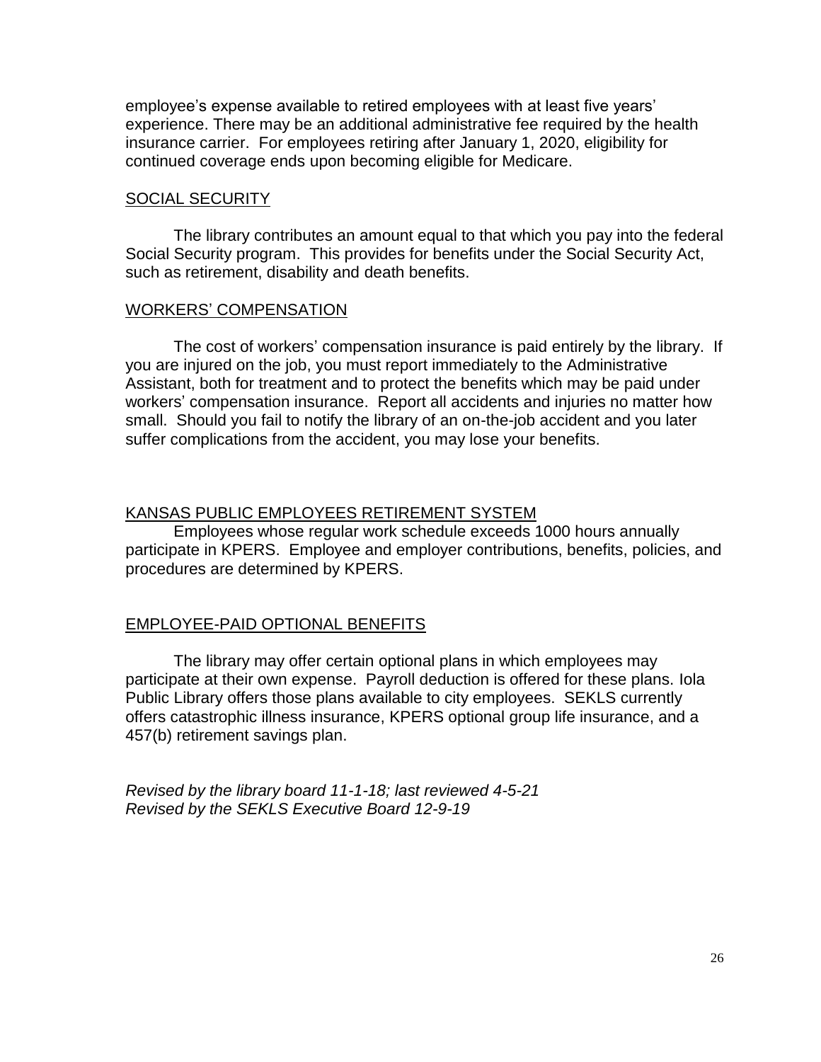employee's expense available to retired employees with at least five years' experience. There may be an additional administrative fee required by the health insurance carrier. For employees retiring after January 1, 2020, eligibility for continued coverage ends upon becoming eligible for Medicare.

## SOCIAL SECURITY

The library contributes an amount equal to that which you pay into the federal Social Security program. This provides for benefits under the Social Security Act, such as retirement, disability and death benefits.

## WORKERS' COMPENSATION

The cost of workers' compensation insurance is paid entirely by the library. If you are injured on the job, you must report immediately to the Administrative Assistant, both for treatment and to protect the benefits which may be paid under workers' compensation insurance. Report all accidents and injuries no matter how small. Should you fail to notify the library of an on-the-job accident and you later suffer complications from the accident, you may lose your benefits.

## KANSAS PUBLIC EMPLOYEES RETIREMENT SYSTEM

Employees whose regular work schedule exceeds 1000 hours annually participate in KPERS. Employee and employer contributions, benefits, policies, and procedures are determined by KPERS.

## EMPLOYEE-PAID OPTIONAL BENEFITS

The library may offer certain optional plans in which employees may participate at their own expense. Payroll deduction is offered for these plans. Iola Public Library offers those plans available to city employees. SEKLS currently offers catastrophic illness insurance, KPERS optional group life insurance, and a 457(b) retirement savings plan.

*Revised by the library board 11-1-18; last reviewed 4-5-21*
*Revised by the SEKLS Executive Board 12-9-19*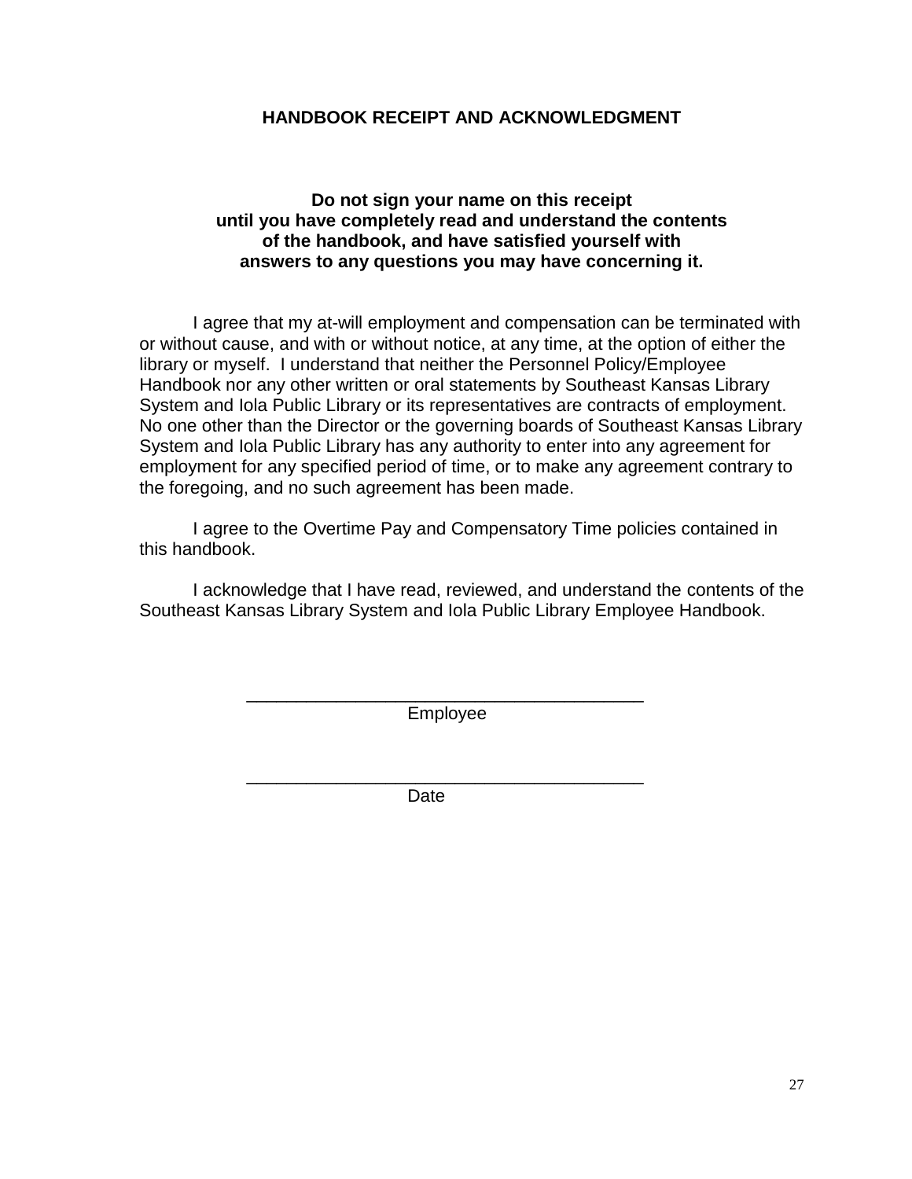## HANDBOOK RECEIPT AND ACKNOWLEDGMENT

**Do not sign your name on this receipt until you have completely read and understand the contents of the handbook, and have satisfied yourself with answers to any questions you may have concerning it.**

I agree that my at-will employment and compensation can be terminated with or without cause, and with or without notice, at any time, at the option of either the library or myself. I understand that neither the Personnel Policy/Employee Handbook nor any other written or oral statements by Southeast Kansas Library System and Iola Public Library or its representatives are contracts of employment. No one other than the Director or the governing boards of Southeast Kansas Library System and Iola Public Library has any authority to enter into any agreement for employment for any specified period of time, or to make any agreement contrary to the foregoing, and no such agreement has been made.

I agree to the Overtime Pay and Compensatory Time policies contained in this handbook.

I acknowledge that I have read, reviewed, and understand the contents of the Southeast Kansas Library System and Iola Public Library Employee Handbook.

\_\_\_\_\_\_\_\_\_\_\_\_\_\_\_\_\_\_\_\_\_\_\_\_\_\_\_\_\_\_\_\_\_\_\_\_\_\_\_\_
Employee

\_\_\_\_\_\_\_\_\_\_\_\_\_\_\_\_\_\_\_\_\_\_\_\_\_\_\_\_\_\_\_\_\_\_\_\_\_\_\_\_
Date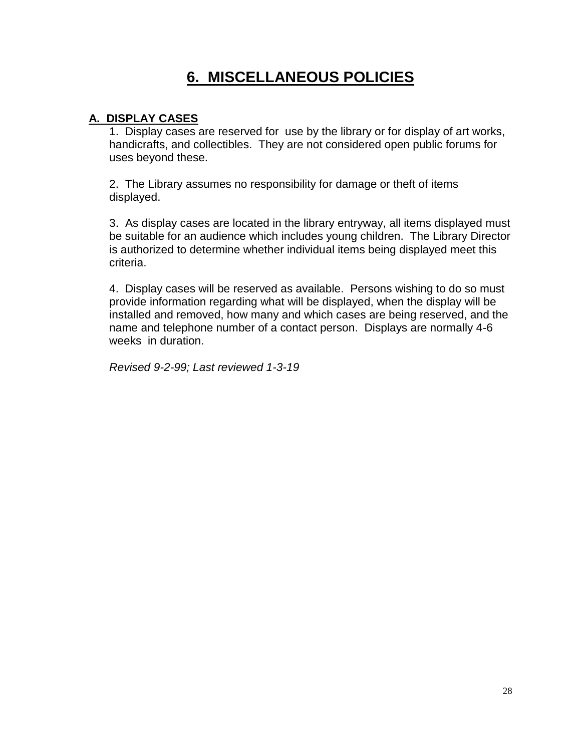# 6. MISCELLANEOUS POLICIES

## A. DISPLAY CASES

1. Display cases are reserved for use by the library or for display of art works, handicrafts, and collectibles. They are not considered open public forums for uses beyond these.

2. The Library assumes no responsibility for damage or theft of items displayed.

3. As display cases are located in the library entryway, all items displayed must be suitable for an audience which includes young children. The Library Director is authorized to determine whether individual items being displayed meet this criteria.

4. Display cases will be reserved as available. Persons wishing to do so must provide information regarding what will be displayed, when the display will be installed and removed, how many and which cases are being reserved, and the name and telephone number of a contact person. Displays are normally 4-6 weeks in duration.

*Revised 9-2-99; Last reviewed 1-3-19*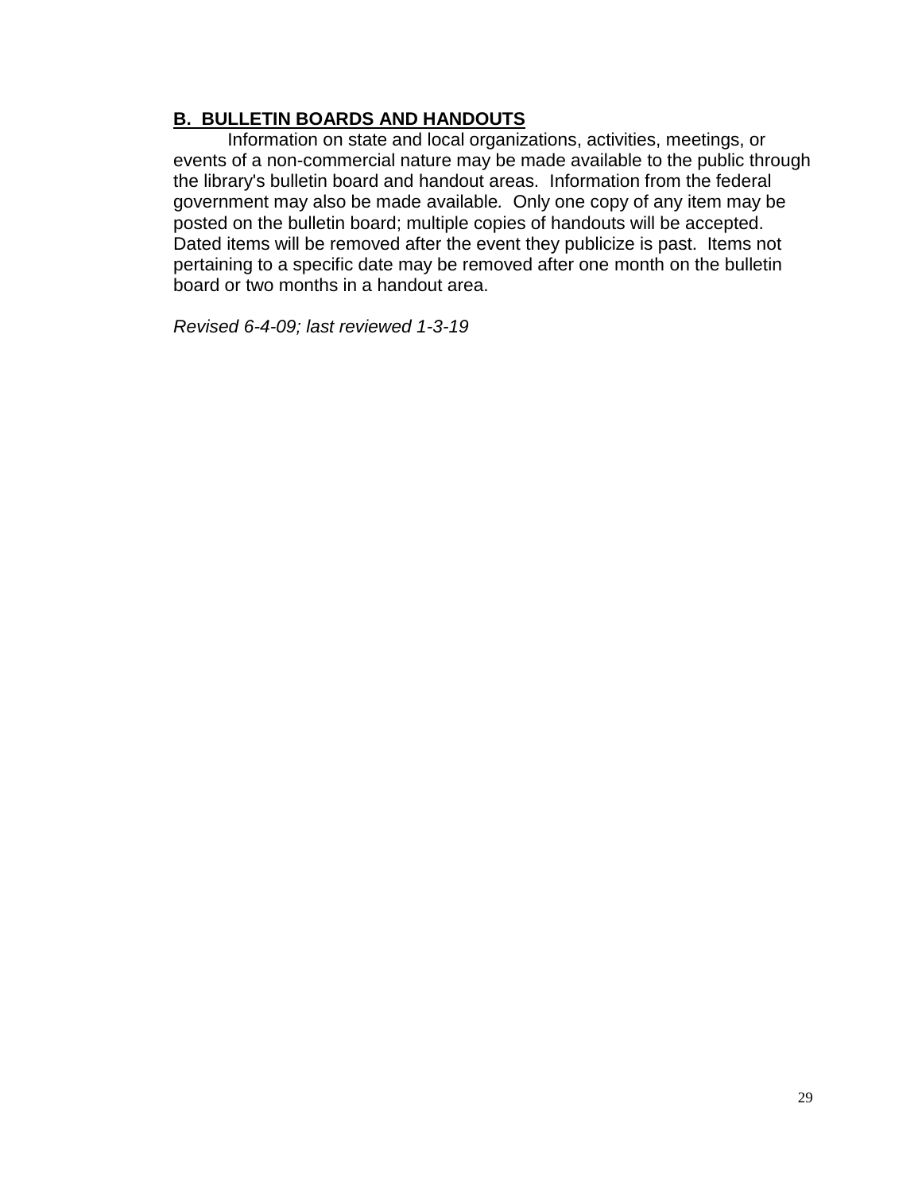## B. BULLETIN BOARDS AND HANDOUTS

Information on state and local organizations, activities, meetings, or events of a non-commercial nature may be made available to the public through the library's bulletin board and handout areas. Information from the federal government may also be made available. Only one copy of any item may be posted on the bulletin board; multiple copies of handouts will be accepted. Dated items will be removed after the event they publicize is past. Items not pertaining to a specific date may be removed after one month on the bulletin board or two months in a handout area.

*Revised 6-4-09; last reviewed 1-3-19*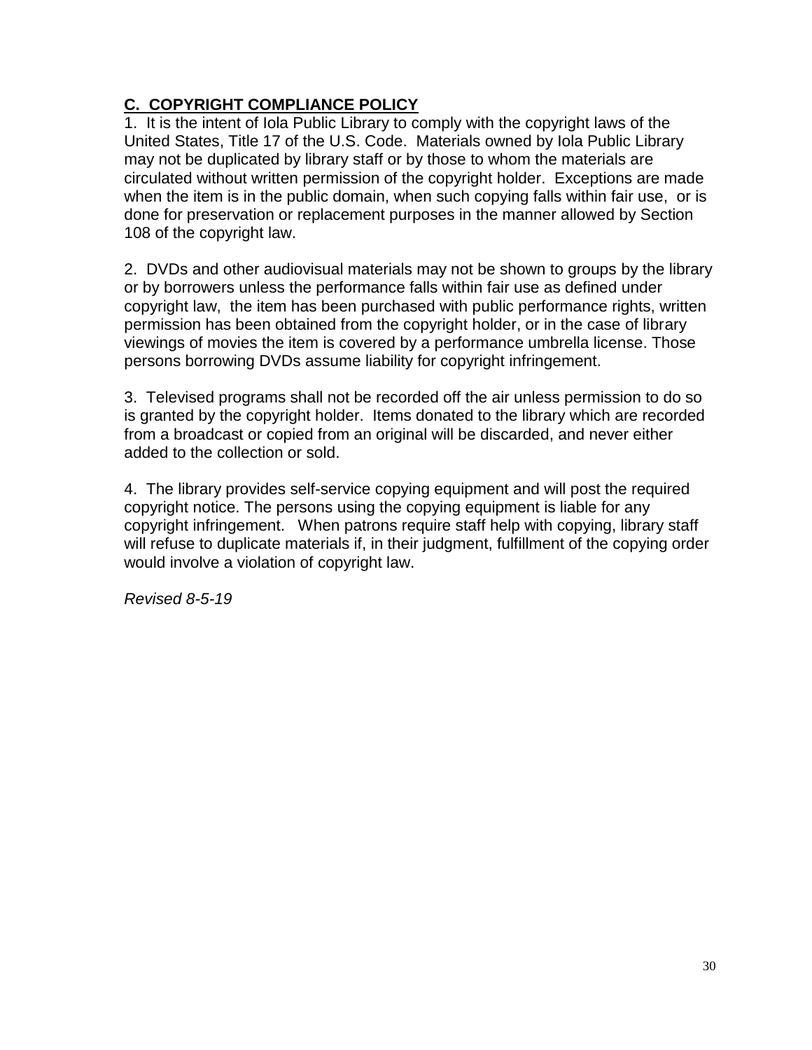## C. COPYRIGHT COMPLIANCE POLICY

1. It is the intent of Iola Public Library to comply with the copyright laws of the United States, Title 17 of the U.S. Code. Materials owned by Iola Public Library may not be duplicated by library staff or by those to whom the materials are circulated without written permission of the copyright holder. Exceptions are made when the item is in the public domain, when such copying falls within fair use, or is done for preservation or replacement purposes in the manner allowed by Section 108 of the copyright law.

2. DVDs and other audiovisual materials may not be shown to groups by the library or by borrowers unless the performance falls within fair use as defined under copyright law, the item has been purchased with public performance rights, written permission has been obtained from the copyright holder, or in the case of library viewings of movies the item is covered by a performance umbrella license. Those persons borrowing DVDs assume liability for copyright infringement.

3. Televised programs shall not be recorded off the air unless permission to do so is granted by the copyright holder. Items donated to the library which are recorded from a broadcast or copied from an original will be discarded, and never either added to the collection or sold.

4. The library provides self-service copying equipment and will post the required copyright notice. The persons using the copying equipment is liable for any copyright infringement. When patrons require staff help with copying, library staff will refuse to duplicate materials if, in their judgment, fulfillment of the copying order would involve a violation of copyright law.

*Revised 8-5-19*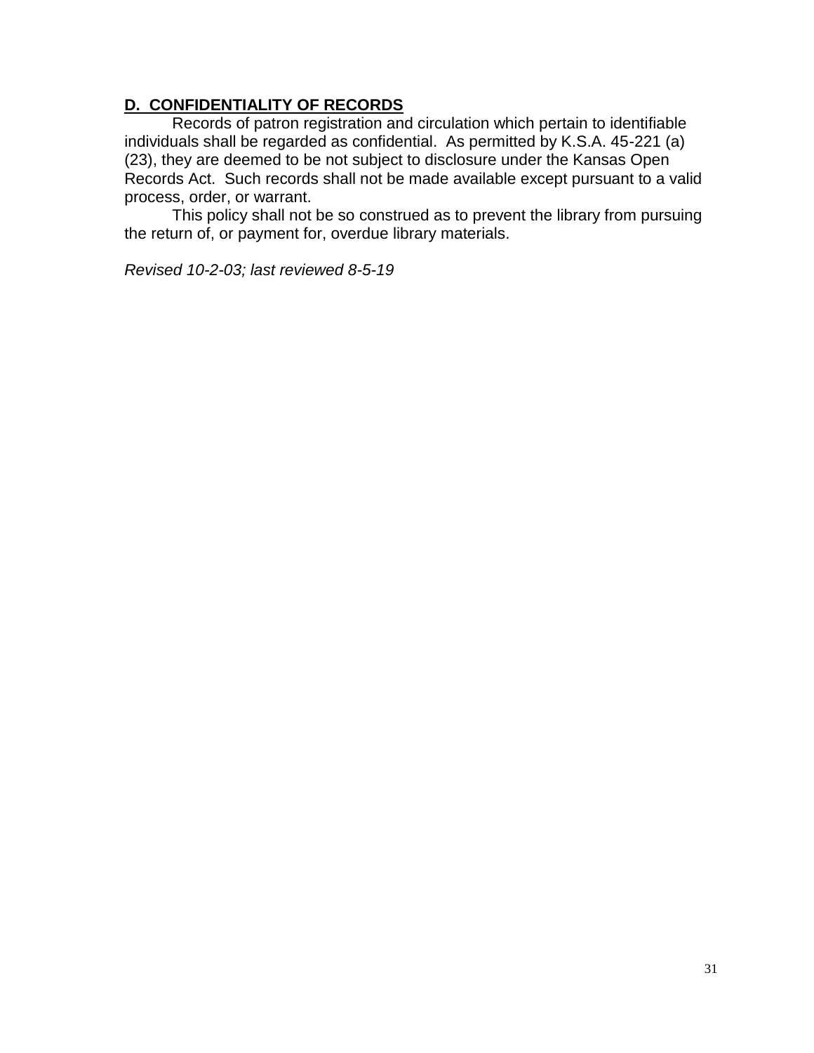## **D. CONFIDENTIALITY OF RECORDS**

Records of patron registration and circulation which pertain to identifiable individuals shall be regarded as confidential. As permitted by K.S.A. 45-221 (a) (23), they are deemed to be not subject to disclosure under the Kansas Open Records Act. Such records shall not be made available except pursuant to a valid process, order, or warrant.

This policy shall not be so construed as to prevent the library from pursuing the return of, or payment for, overdue library materials.

*Revised 10-2-03; last reviewed 8-5-19*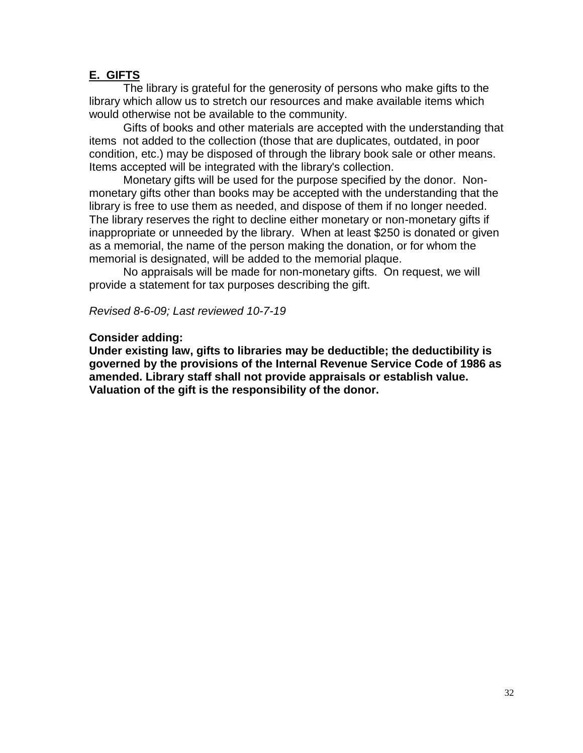## **E. GIFTS**

The library is grateful for the generosity of persons who make gifts to the library which allow us to stretch our resources and make available items which would otherwise not be available to the community.

Gifts of books and other materials are accepted with the understanding that items not added to the collection (those that are duplicates, outdated, in poor condition, etc.) may be disposed of through the library book sale or other means. Items accepted will be integrated with the library's collection.

Monetary gifts will be used for the purpose specified by the donor. Non-monetary gifts other than books may be accepted with the understanding that the library is free to use them as needed, and dispose of them if no longer needed. The library reserves the right to decline either monetary or non-monetary gifts if inappropriate or unneeded by the library. When at least $250 is donated or given as a memorial, the name of the person making the donation, or for whom the memorial is designated, will be added to the memorial plaque.

No appraisals will be made for non-monetary gifts. On request, we will provide a statement for tax purposes describing the gift.

*Revised 8-6-09; Last reviewed 10-7-19*

**Consider adding:**
**Under existing law, gifts to libraries may be deductible; the deductibility is governed by the provisions of the Internal Revenue Service Code of 1986 as amended. Library staff shall not provide appraisals or establish value. Valuation of the gift is the responsibility of the donor.**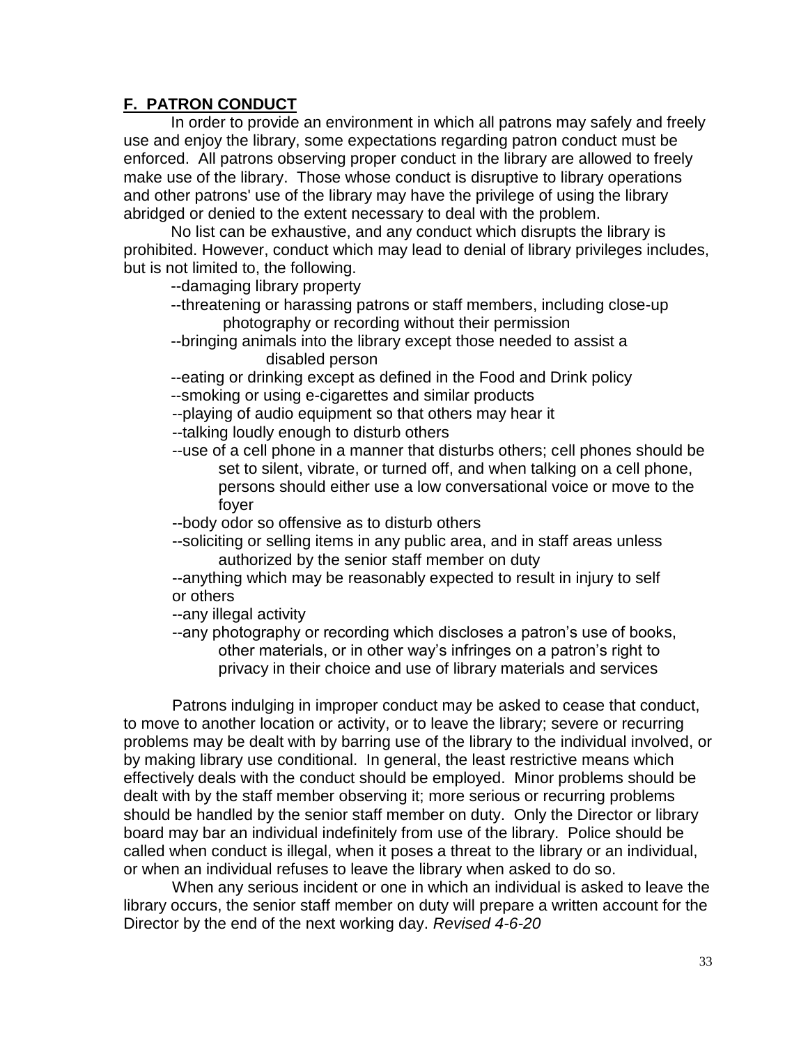## F. PATRON CONDUCT

In order to provide an environment in which all patrons may safely and freely use and enjoy the library, some expectations regarding patron conduct must be enforced. All patrons observing proper conduct in the library are allowed to freely make use of the library. Those whose conduct is disruptive to library operations and other patrons' use of the library may have the privilege of using the library abridged or denied to the extent necessary to deal with the problem.

No list can be exhaustive, and any conduct which disrupts the library is prohibited. However, conduct which may lead to denial of library privileges includes, but is not limited to, the following.

--damaging library property

--threatening or harassing patrons or staff members, including close-up photography or recording without their permission

--bringing animals into the library except those needed to assist a disabled person

--eating or drinking except as defined in the Food and Drink policy

--smoking or using e-cigarettes and similar products

--playing of audio equipment so that others may hear it

--talking loudly enough to disturb others

--use of a cell phone in a manner that disturbs others; cell phones should be set to silent, vibrate, or turned off, and when talking on a cell phone, persons should either use a low conversational voice or move to the foyer

--body odor so offensive as to disturb others

--soliciting or selling items in any public area, and in staff areas unless authorized by the senior staff member on duty

--anything which may be reasonably expected to result in injury to self or others

--any illegal activity

--any photography or recording which discloses a patron's use of books, other materials, or in other way's infringes on a patron's right to privacy in their choice and use of library materials and services

Patrons indulging in improper conduct may be asked to cease that conduct, to move to another location or activity, or to leave the library; severe or recurring problems may be dealt with by barring use of the library to the individual involved, or by making library use conditional. In general, the least restrictive means which effectively deals with the conduct should be employed. Minor problems should be dealt with by the staff member observing it; more serious or recurring problems should be handled by the senior staff member on duty. Only the Director or library board may bar an individual indefinitely from use of the library. Police should be called when conduct is illegal, when it poses a threat to the library or an individual, or when an individual refuses to leave the library when asked to do so.

When any serious incident or one in which an individual is asked to leave the library occurs, the senior staff member on duty will prepare a written account for the Director by the end of the next working day. *Revised 4-6-20*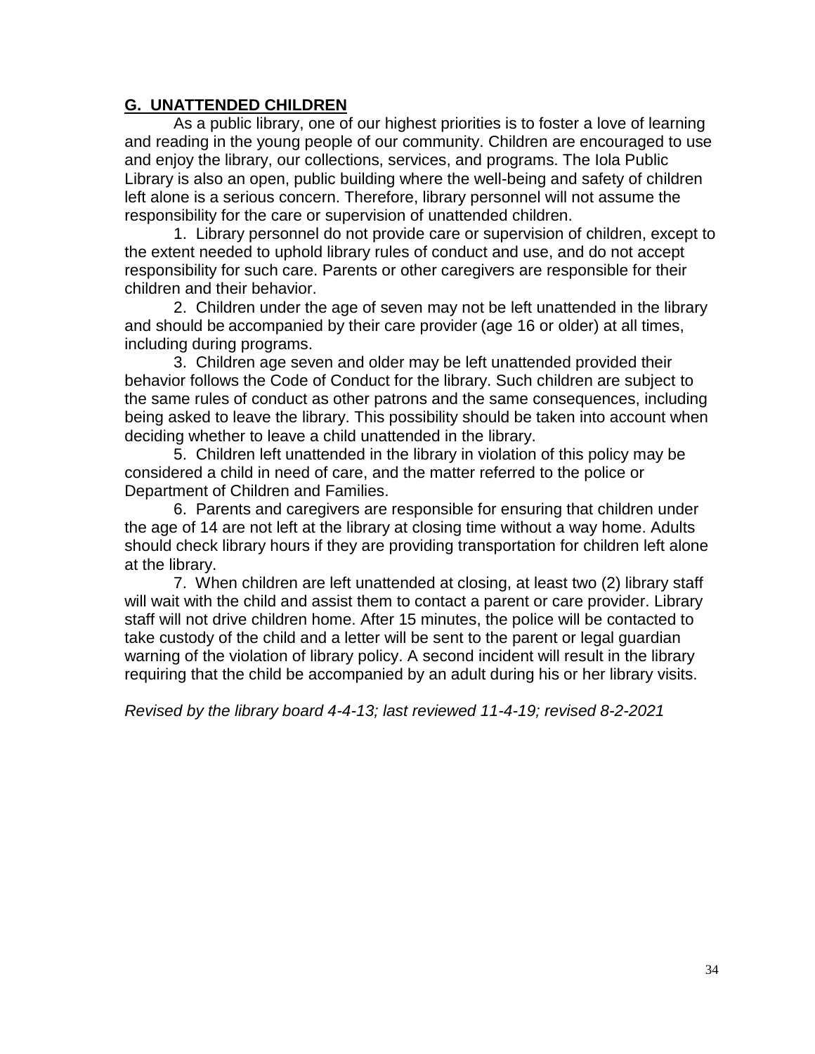## G. UNATTENDED CHILDREN

As a public library, one of our highest priorities is to foster a love of learning and reading in the young people of our community. Children are encouraged to use and enjoy the library, our collections, services, and programs. The Iola Public Library is also an open, public building where the well-being and safety of children left alone is a serious concern. Therefore, library personnel will not assume the responsibility for the care or supervision of unattended children.

1. Library personnel do not provide care or supervision of children, except to the extent needed to uphold library rules of conduct and use, and do not accept responsibility for such care. Parents or other caregivers are responsible for their children and their behavior.

2. Children under the age of seven may not be left unattended in the library and should be accompanied by their care provider (age 16 or older) at all times, including during programs.

3. Children age seven and older may be left unattended provided their behavior follows the Code of Conduct for the library. Such children are subject to the same rules of conduct as other patrons and the same consequences, including being asked to leave the library. This possibility should be taken into account when deciding whether to leave a child unattended in the library.

5. Children left unattended in the library in violation of this policy may be considered a child in need of care, and the matter referred to the police or Department of Children and Families.

6. Parents and caregivers are responsible for ensuring that children under the age of 14 are not left at the library at closing time without a way home. Adults should check library hours if they are providing transportation for children left alone at the library.

7. When children are left unattended at closing, at least two (2) library staff will wait with the child and assist them to contact a parent or care provider. Library staff will not drive children home. After 15 minutes, the police will be contacted to take custody of the child and a letter will be sent to the parent or legal guardian warning of the violation of library policy. A second incident will result in the library requiring that the child be accompanied by an adult during his or her library visits.

*Revised by the library board 4-4-13; last reviewed 11-4-19; revised 8-2-2021*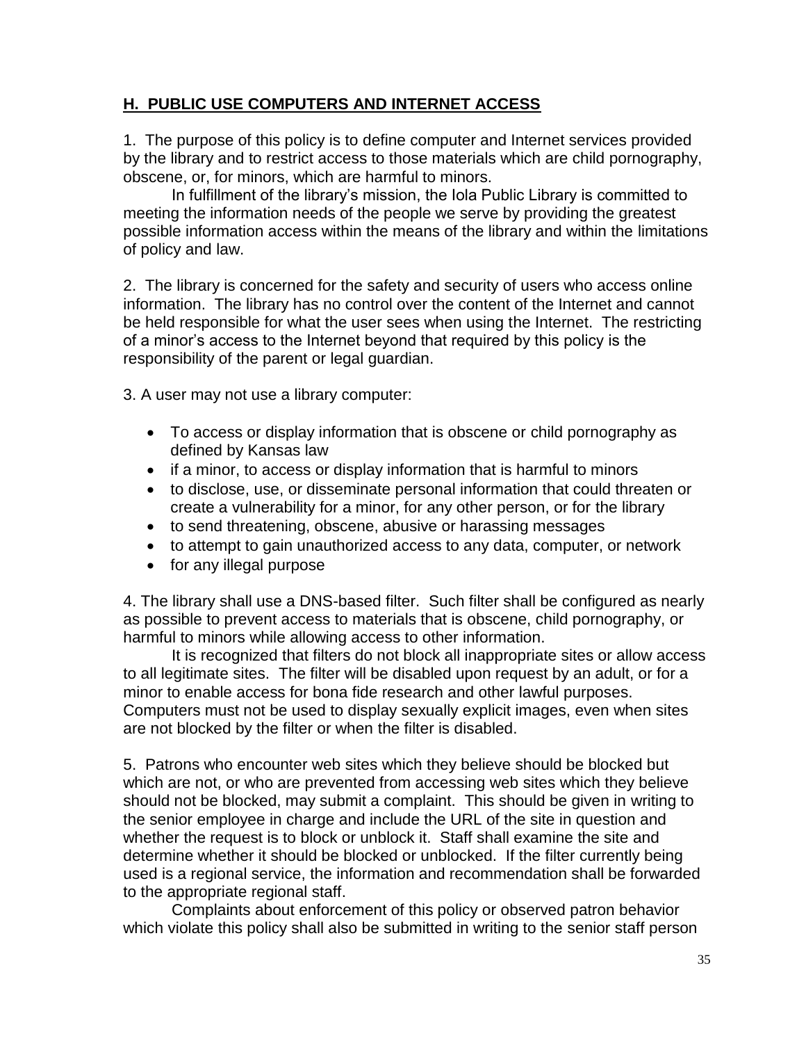## **H. PUBLIC USE COMPUTERS AND INTERNET ACCESS**

1. The purpose of this policy is to define computer and Internet services provided by the library and to restrict access to those materials which are child pornography, obscene, or, for minors, which are harmful to minors.

In fulfillment of the library's mission, the Iola Public Library is committed to meeting the information needs of the people we serve by providing the greatest possible information access within the means of the library and within the limitations of policy and law.

2. The library is concerned for the safety and security of users who access online information. The library has no control over the content of the Internet and cannot be held responsible for what the user sees when using the Internet. The restricting of a minor's access to the Internet beyond that required by this policy is the responsibility of the parent or legal guardian.

3. A user may not use a library computer:

- To access or display information that is obscene or child pornography as defined by Kansas law
- if a minor, to access or display information that is harmful to minors
- to disclose, use, or disseminate personal information that could threaten or create a vulnerability for a minor, for any other person, or for the library
- to send threatening, obscene, abusive or harassing messages
- to attempt to gain unauthorized access to any data, computer, or network
- for any illegal purpose

4. The library shall use a DNS-based filter. Such filter shall be configured as nearly as possible to prevent access to materials that is obscene, child pornography, or harmful to minors while allowing access to other information.

It is recognized that filters do not block all inappropriate sites or allow access to all legitimate sites. The filter will be disabled upon request by an adult, or for a minor to enable access for bona fide research and other lawful purposes. Computers must not be used to display sexually explicit images, even when sites are not blocked by the filter or when the filter is disabled.

5. Patrons who encounter web sites which they believe should be blocked but which are not, or who are prevented from accessing web sites which they believe should not be blocked, may submit a complaint. This should be given in writing to the senior employee in charge and include the URL of the site in question and whether the request is to block or unblock it. Staff shall examine the site and determine whether it should be blocked or unblocked. If the filter currently being used is a regional service, the information and recommendation shall be forwarded to the appropriate regional staff.

Complaints about enforcement of this policy or observed patron behavior which violate this policy shall also be submitted in writing to the senior staff person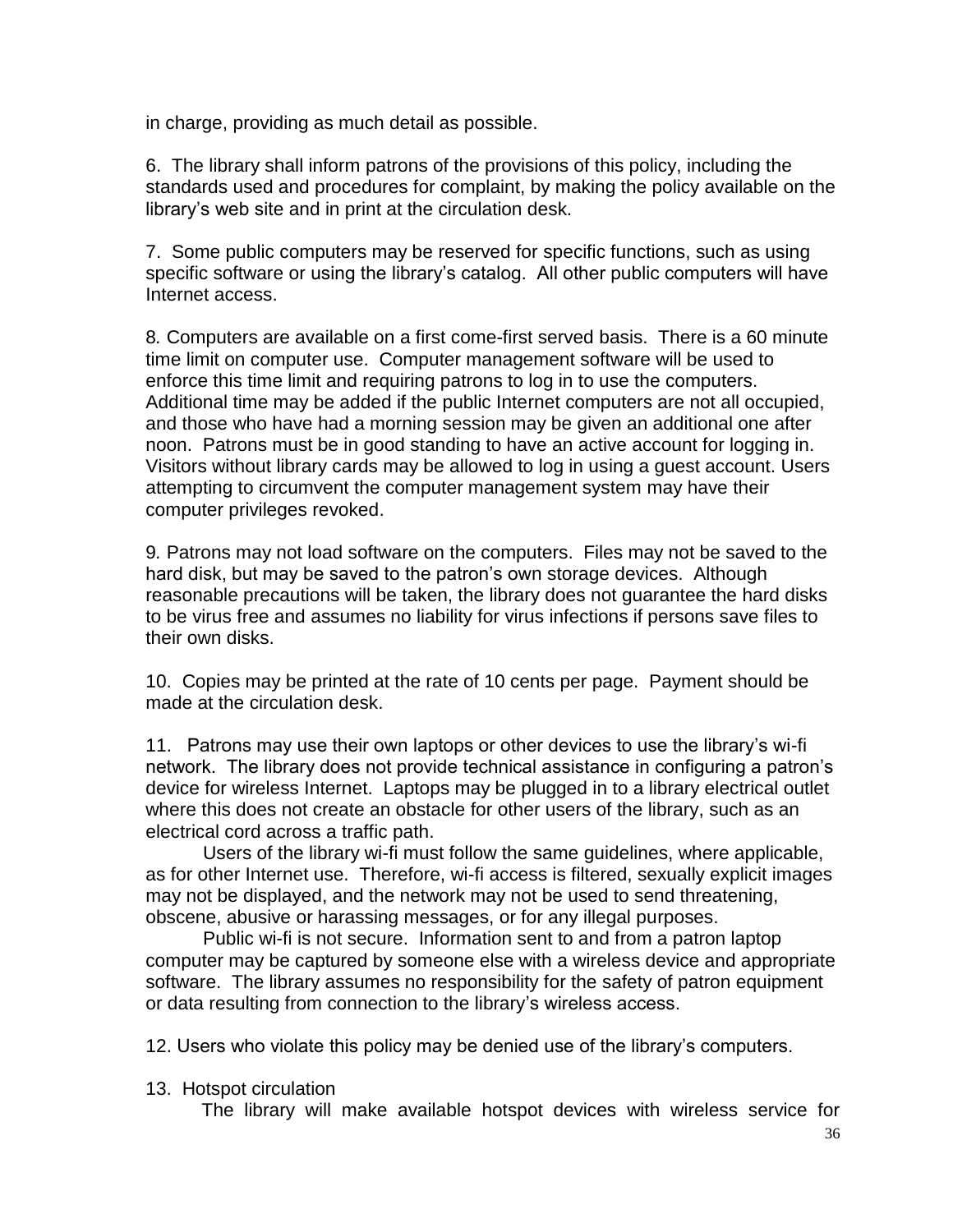in charge, providing as much detail as possible.

6. The library shall inform patrons of the provisions of this policy, including the standards used and procedures for complaint, by making the policy available on the library's web site and in print at the circulation desk.

7. Some public computers may be reserved for specific functions, such as using specific software or using the library's catalog. All other public computers will have Internet access.

8. Computers are available on a first come-first served basis. There is a 60 minute time limit on computer use. Computer management software will be used to enforce this time limit and requiring patrons to log in to use the computers. Additional time may be added if the public Internet computers are not all occupied, and those who have had a morning session may be given an additional one after noon. Patrons must be in good standing to have an active account for logging in. Visitors without library cards may be allowed to log in using a guest account. Users attempting to circumvent the computer management system may have their computer privileges revoked.

9. Patrons may not load software on the computers. Files may not be saved to the hard disk, but may be saved to the patron's own storage devices. Although reasonable precautions will be taken, the library does not guarantee the hard disks to be virus free and assumes no liability for virus infections if persons save files to their own disks.

10. Copies may be printed at the rate of 10 cents per page. Payment should be made at the circulation desk.

11. Patrons may use their own laptops or other devices to use the library's wi-fi network. The library does not provide technical assistance in configuring a patron's device for wireless Internet. Laptops may be plugged in to a library electrical outlet where this does not create an obstacle for other users of the library, such as an electrical cord across a traffic path.

Users of the library wi-fi must follow the same guidelines, where applicable, as for other Internet use. Therefore, wi-fi access is filtered, sexually explicit images may not be displayed, and the network may not be used to send threatening, obscene, abusive or harassing messages, or for any illegal purposes.

Public wi-fi is not secure. Information sent to and from a patron laptop computer may be captured by someone else with a wireless device and appropriate software. The library assumes no responsibility for the safety of patron equipment or data resulting from connection to the library's wireless access.

12. Users who violate this policy may be denied use of the library's computers.

13. Hotspot circulation

The library will make available hotspot devices with wireless service for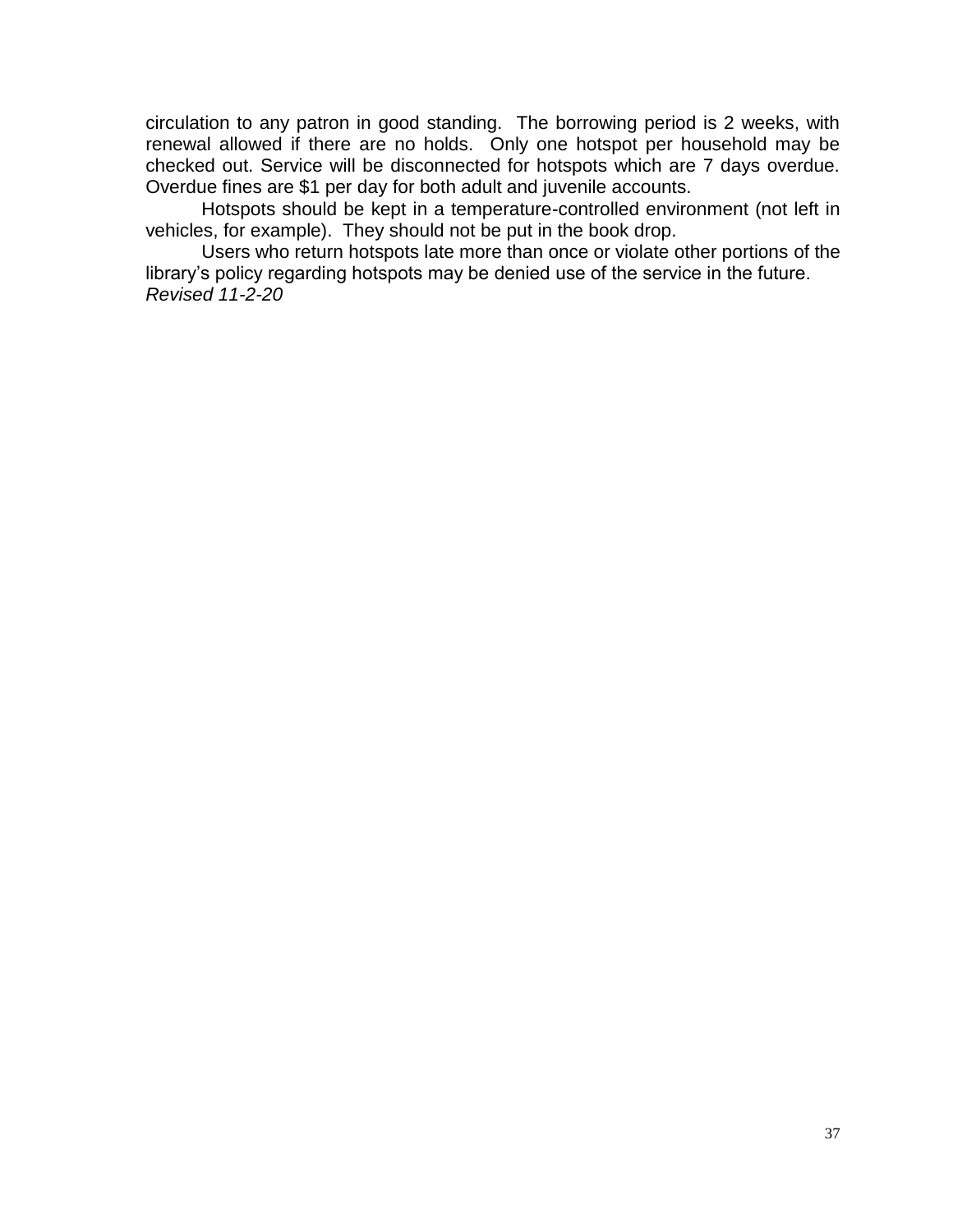circulation to any patron in good standing. The borrowing period is 2 weeks, with renewal allowed if there are no holds. Only one hotspot per household may be checked out. Service will be disconnected for hotspots which are 7 days overdue. Overdue fines are $1 per day for both adult and juvenile accounts.

Hotspots should be kept in a temperature-controlled environment (not left in vehicles, for example). They should not be put in the book drop.

Users who return hotspots late more than once or violate other portions of the library's policy regarding hotspots may be denied use of the service in the future.
*Revised 11-2-20*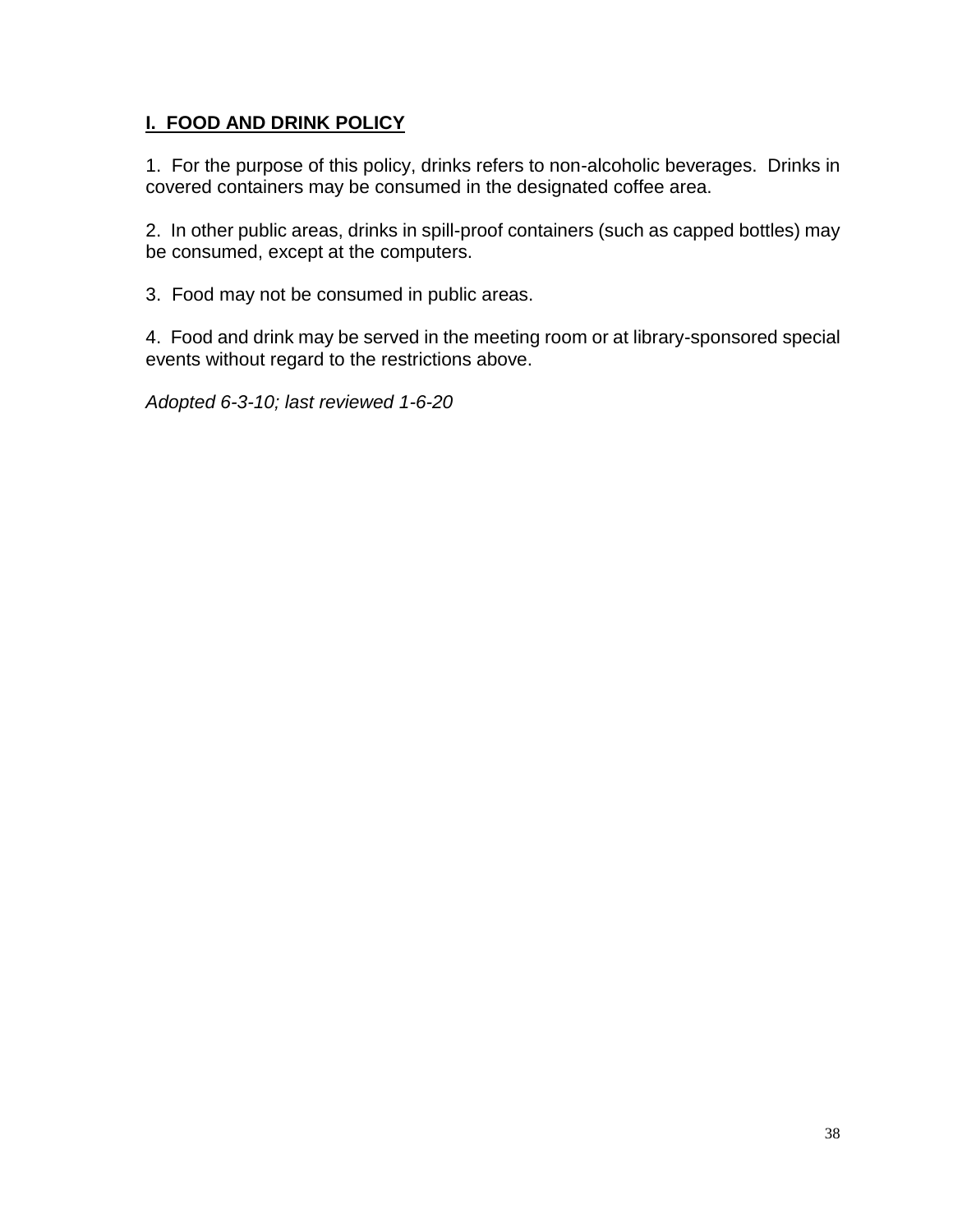## **I. FOOD AND DRINK POLICY**

1. For the purpose of this policy, drinks refers to non-alcoholic beverages. Drinks in covered containers may be consumed in the designated coffee area.

2. In other public areas, drinks in spill-proof containers (such as capped bottles) may be consumed, except at the computers.

3. Food may not be consumed in public areas.

4. Food and drink may be served in the meeting room or at library-sponsored special events without regard to the restrictions above.

*Adopted 6-3-10; last reviewed 1-6-20*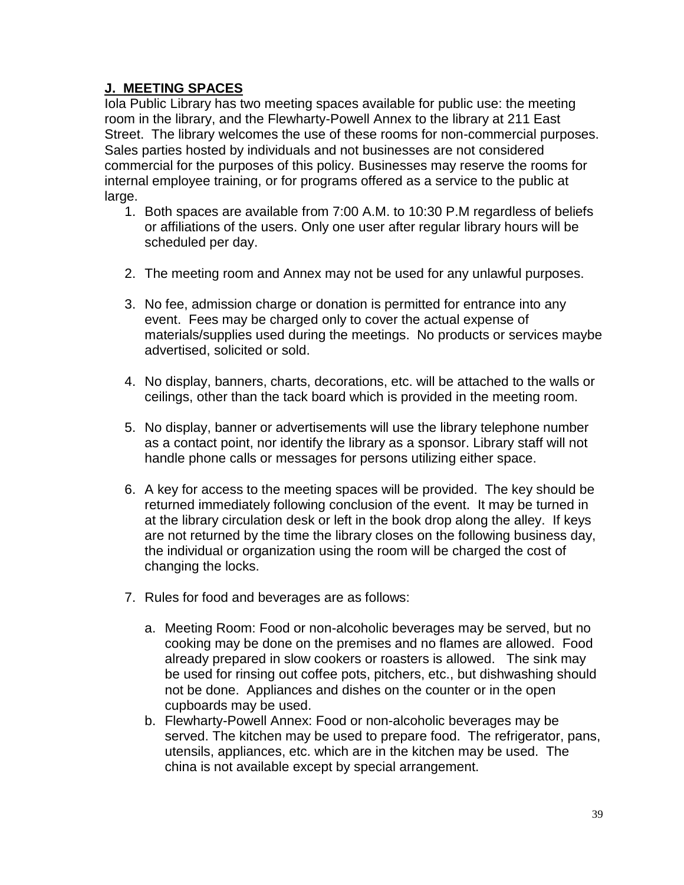## **J. MEETING SPACES**

Iola Public Library has two meeting spaces available for public use: the meeting room in the library, and the Flewharty-Powell Annex to the library at 211 East Street. The library welcomes the use of these rooms for non-commercial purposes. Sales parties hosted by individuals and not businesses are not considered commercial for the purposes of this policy. Businesses may reserve the rooms for internal employee training, or for programs offered as a service to the public at large.

1. Both spaces are available from 7:00 A.M. to 10:30 P.M regardless of beliefs or affiliations of the users. Only one user after regular library hours will be scheduled per day.

2. The meeting room and Annex may not be used for any unlawful purposes.

3. No fee, admission charge or donation is permitted for entrance into any event. Fees may be charged only to cover the actual expense of materials/supplies used during the meetings. No products or services maybe advertised, solicited or sold.

4. No display, banners, charts, decorations, etc. will be attached to the walls or ceilings, other than the tack board which is provided in the meeting room.

5. No display, banner or advertisements will use the library telephone number as a contact point, nor identify the library as a sponsor. Library staff will not handle phone calls or messages for persons utilizing either space.

6. A key for access to the meeting spaces will be provided. The key should be returned immediately following conclusion of the event. It may be turned in at the library circulation desk or left in the book drop along the alley. If keys are not returned by the time the library closes on the following business day, the individual or organization using the room will be charged the cost of changing the locks.

7. Rules for food and beverages are as follows:

   a. Meeting Room: Food or non-alcoholic beverages may be served, but no cooking may be done on the premises and no flames are allowed. Food already prepared in slow cookers or roasters is allowed. The sink may be used for rinsing out coffee pots, pitchers, etc., but dishwashing should not be done. Appliances and dishes on the counter or in the open cupboards may be used.
   b. Flewharty-Powell Annex: Food or non-alcoholic beverages may be served. The kitchen may be used to prepare food. The refrigerator, pans, utensils, appliances, etc. which are in the kitchen may be used. The china is not available except by special arrangement.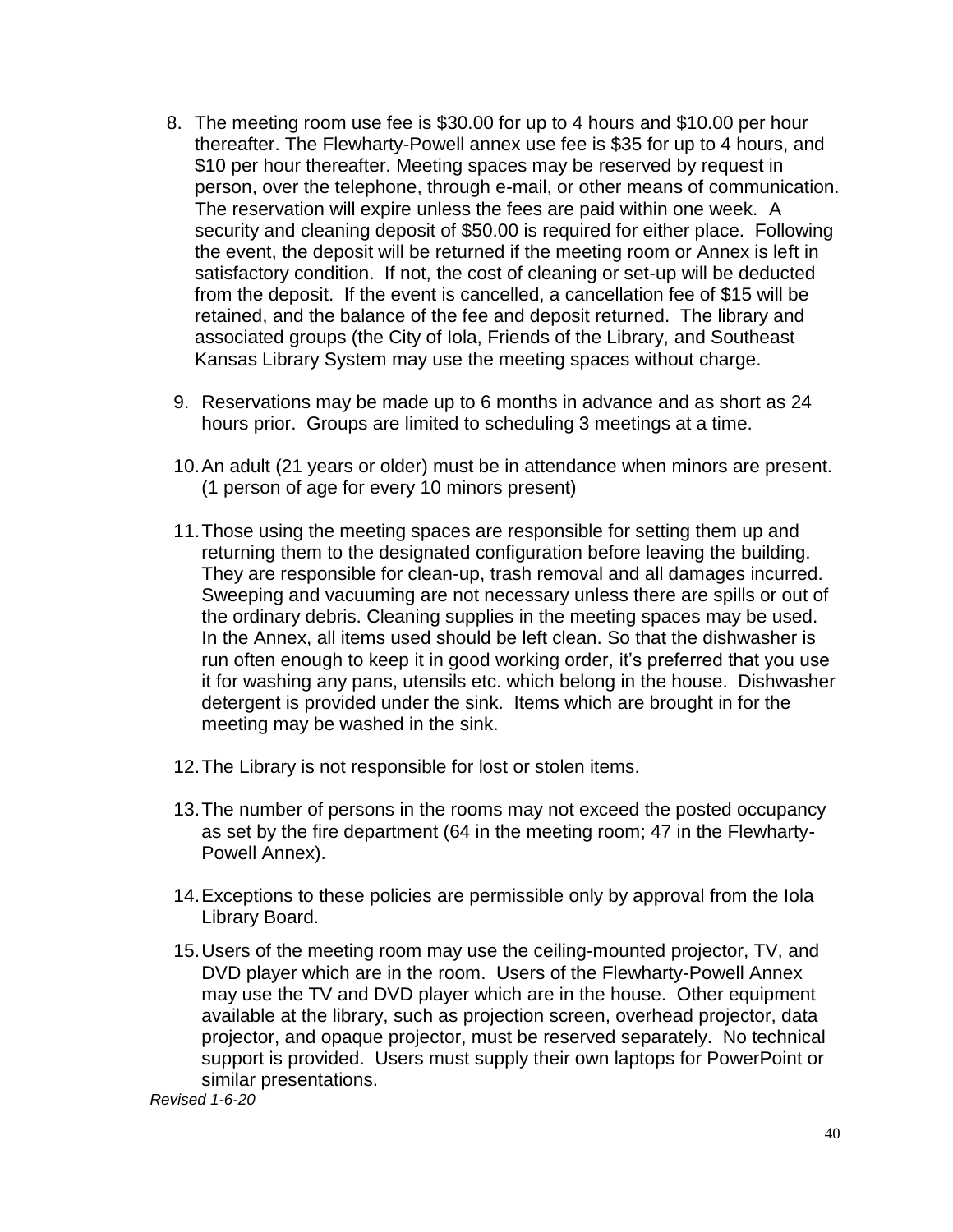8. The meeting room use fee is $30.00 for up to 4 hours and $10.00 per hour thereafter. The Flewharty-Powell annex use fee is $35 for up to 4 hours, and $10 per hour thereafter. Meeting spaces may be reserved by request in person, over the telephone, through e-mail, or other means of communication. The reservation will expire unless the fees are paid within one week. A security and cleaning deposit of $50.00 is required for either place. Following the event, the deposit will be returned if the meeting room or Annex is left in satisfactory condition. If not, the cost of cleaning or set-up will be deducted from the deposit. If the event is cancelled, a cancellation fee of $15 will be retained, and the balance of the fee and deposit returned. The library and associated groups (the City of Iola, Friends of the Library, and Southeast Kansas Library System may use the meeting spaces without charge.

9. Reservations may be made up to 6 months in advance and as short as 24 hours prior. Groups are limited to scheduling 3 meetings at a time.

10. An adult (21 years or older) must be in attendance when minors are present. (1 person of age for every 10 minors present)

11. Those using the meeting spaces are responsible for setting them up and returning them to the designated configuration before leaving the building. They are responsible for clean-up, trash removal and all damages incurred. Sweeping and vacuuming are not necessary unless there are spills or out of the ordinary debris. Cleaning supplies in the meeting spaces may be used. In the Annex, all items used should be left clean. So that the dishwasher is run often enough to keep it in good working order, it's preferred that you use it for washing any pans, utensils etc. which belong in the house. Dishwasher detergent is provided under the sink. Items which are brought in for the meeting may be washed in the sink.

12. The Library is not responsible for lost or stolen items.

13. The number of persons in the rooms may not exceed the posted occupancy as set by the fire department (64 in the meeting room; 47 in the Flewharty-Powell Annex).

14. Exceptions to these policies are permissible only by approval from the Iola Library Board.

15. Users of the meeting room may use the ceiling-mounted projector, TV, and DVD player which are in the room. Users of the Flewharty-Powell Annex may use the TV and DVD player which are in the house. Other equipment available at the library, such as projection screen, overhead projector, data projector, and opaque projector, must be reserved separately. No technical support is provided. Users must supply their own laptops for PowerPoint or similar presentations.

*Revised 1-6-20*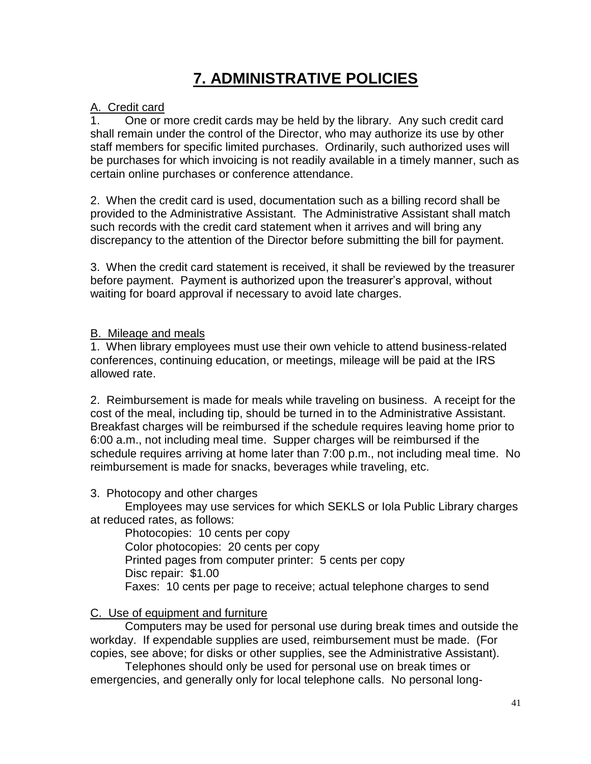# 7. ADMINISTRATIVE POLICIES

A. Credit card

1. One or more credit cards may be held by the library. Any such credit card shall remain under the control of the Director, who may authorize its use by other staff members for specific limited purchases. Ordinarily, such authorized uses will be purchases for which invoicing is not readily available in a timely manner, such as certain online purchases or conference attendance.

2. When the credit card is used, documentation such as a billing record shall be provided to the Administrative Assistant. The Administrative Assistant shall match such records with the credit card statement when it arrives and will bring any discrepancy to the attention of the Director before submitting the bill for payment.

3. When the credit card statement is received, it shall be reviewed by the treasurer before payment. Payment is authorized upon the treasurer's approval, without waiting for board approval if necessary to avoid late charges.

B. Mileage and meals

1. When library employees must use their own vehicle to attend business-related conferences, continuing education, or meetings, mileage will be paid at the IRS allowed rate.

2. Reimbursement is made for meals while traveling on business. A receipt for the cost of the meal, including tip, should be turned in to the Administrative Assistant. Breakfast charges will be reimbursed if the schedule requires leaving home prior to 6:00 a.m., not including meal time. Supper charges will be reimbursed if the schedule requires arriving at home later than 7:00 p.m., not including meal time. No reimbursement is made for snacks, beverages while traveling, etc.

3. Photocopy and other charges

Employees may use services for which SEKLS or Iola Public Library charges at reduced rates, as follows:

Photocopies: 10 cents per copy
Color photocopies: 20 cents per copy
Printed pages from computer printer: 5 cents per copy
Disc repair: $1.00
Faxes: 10 cents per page to receive; actual telephone charges to send

C. Use of equipment and furniture

Computers may be used for personal use during break times and outside the workday. If expendable supplies are used, reimbursement must be made. (For copies, see above; for disks or other supplies, see the Administrative Assistant).

Telephones should only be used for personal use on break times or emergencies, and generally only for local telephone calls. No personal long-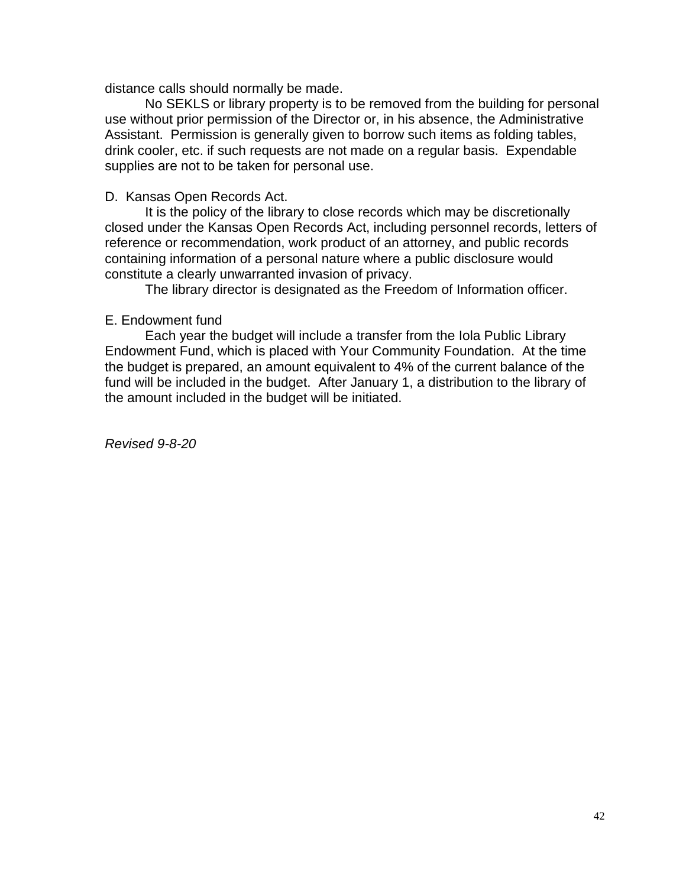distance calls should normally be made.

No SEKLS or library property is to be removed from the building for personal use without prior permission of the Director or, in his absence, the Administrative Assistant. Permission is generally given to borrow such items as folding tables, drink cooler, etc. if such requests are not made on a regular basis. Expendable supplies are not to be taken for personal use.

D. Kansas Open Records Act.

It is the policy of the library to close records which may be discretionally closed under the Kansas Open Records Act, including personnel records, letters of reference or recommendation, work product of an attorney, and public records containing information of a personal nature where a public disclosure would constitute a clearly unwarranted invasion of privacy.

The library director is designated as the Freedom of Information officer.

E. Endowment fund

Each year the budget will include a transfer from the Iola Public Library Endowment Fund, which is placed with Your Community Foundation. At the time the budget is prepared, an amount equivalent to 4% of the current balance of the fund will be included in the budget. After January 1, a distribution to the library of the amount included in the budget will be initiated.

*Revised 9-8-20*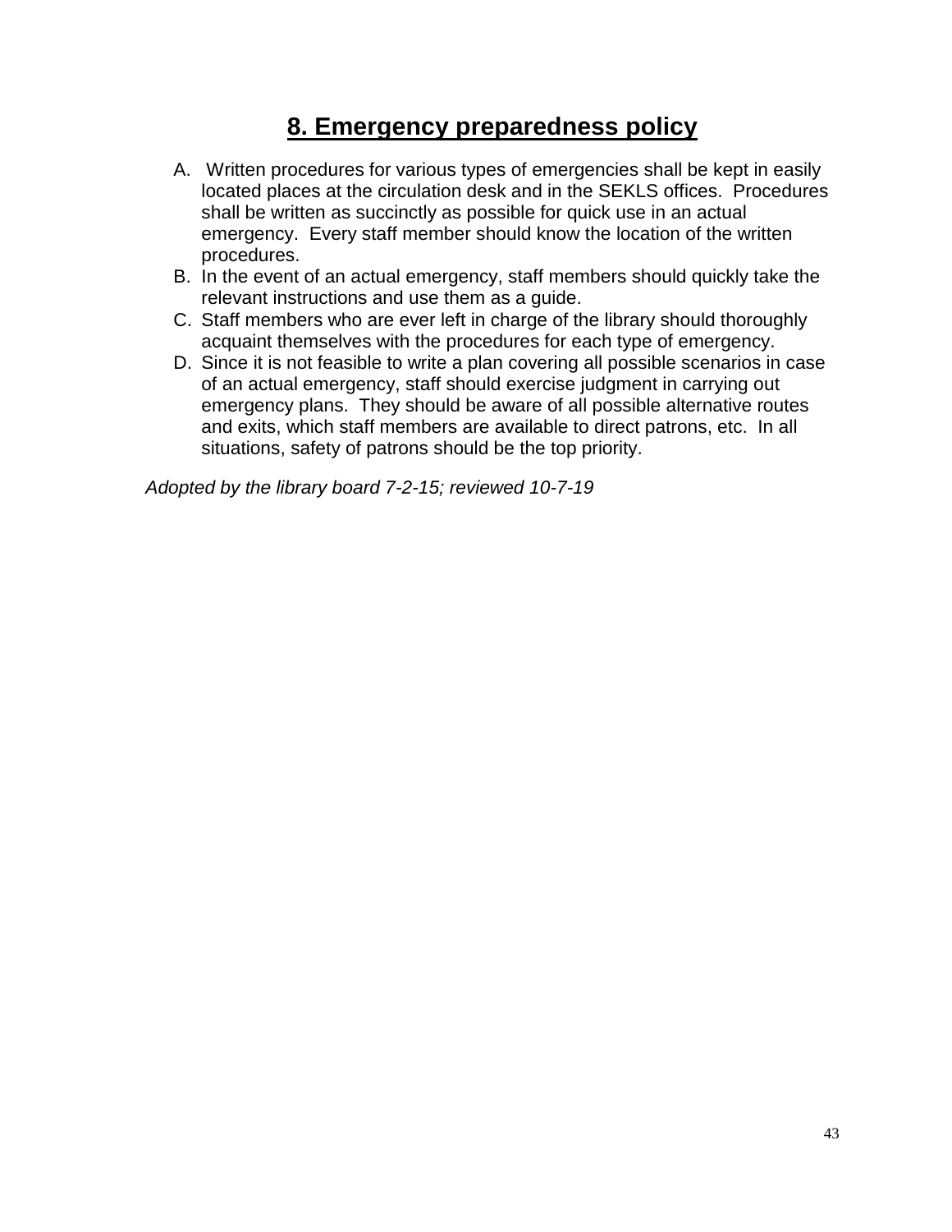# 8. Emergency preparedness policy

A. Written procedures for various types of emergencies shall be kept in easily located places at the circulation desk and in the SEKLS offices. Procedures shall be written as succinctly as possible for quick use in an actual emergency. Every staff member should know the location of the written procedures.

B. In the event of an actual emergency, staff members should quickly take the relevant instructions and use them as a guide.

C. Staff members who are ever left in charge of the library should thoroughly acquaint themselves with the procedures for each type of emergency.

D. Since it is not feasible to write a plan covering all possible scenarios in case of an actual emergency, staff should exercise judgment in carrying out emergency plans. They should be aware of all possible alternative routes and exits, which staff members are available to direct patrons, etc. In all situations, safety of patrons should be the top priority.

*Adopted by the library board 7-2-15; reviewed 10-7-19*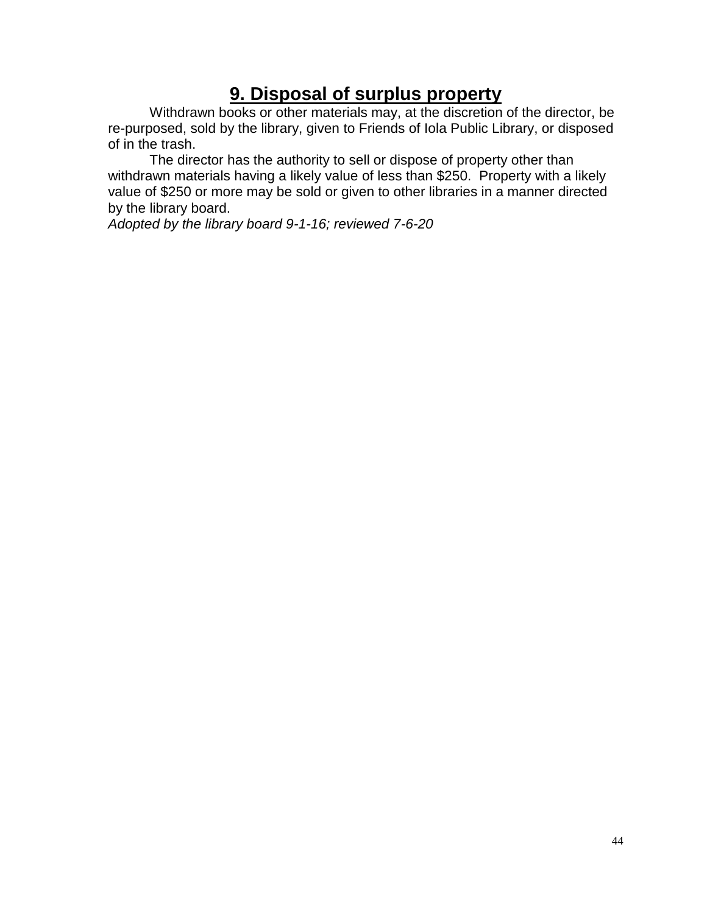## 9. Disposal of surplus property

Withdrawn books or other materials may, at the discretion of the director, be re-purposed, sold by the library, given to Friends of Iola Public Library, or disposed of in the trash.

The director has the authority to sell or dispose of property other than withdrawn materials having a likely value of less than $250. Property with a likely value of $250 or more may be sold or given to other libraries in a manner directed by the library board.

*Adopted by the library board 9-1-16; reviewed 7-6-20*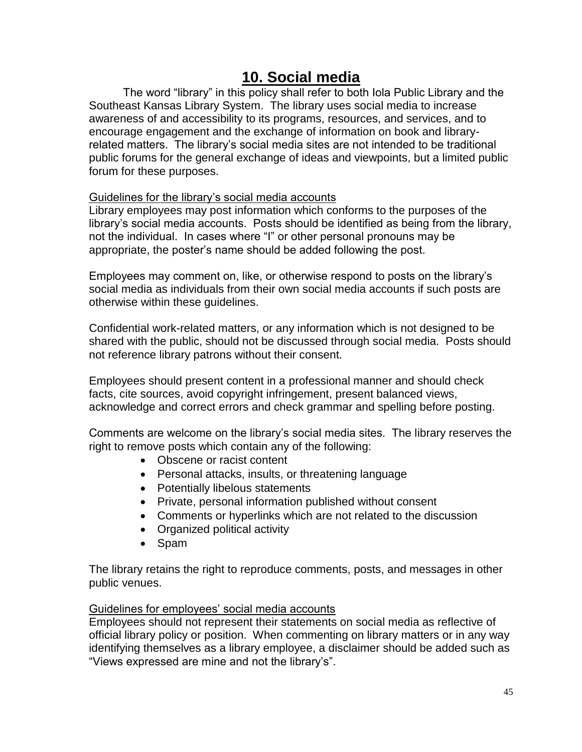# 10. Social media

The word "library" in this policy shall refer to both Iola Public Library and the Southeast Kansas Library System. The library uses social media to increase awareness of and accessibility to its programs, resources, and services, and to encourage engagement and the exchange of information on book and library-related matters. The library's social media sites are not intended to be traditional public forums for the general exchange of ideas and viewpoints, but a limited public forum for these purposes.

Guidelines for the library's social media accounts

Library employees may post information which conforms to the purposes of the library's social media accounts. Posts should be identified as being from the library, not the individual. In cases where "I" or other personal pronouns may be appropriate, the poster's name should be added following the post.

Employees may comment on, like, or otherwise respond to posts on the library's social media as individuals from their own social media accounts if such posts are otherwise within these guidelines.

Confidential work-related matters, or any information which is not designed to be shared with the public, should not be discussed through social media. Posts should not reference library patrons without their consent.

Employees should present content in a professional manner and should check facts, cite sources, avoid copyright infringement, present balanced views, acknowledge and correct errors and check grammar and spelling before posting.

Comments are welcome on the library's social media sites. The library reserves the right to remove posts which contain any of the following:

- Obscene or racist content
- Personal attacks, insults, or threatening language
- Potentially libelous statements
- Private, personal information published without consent
- Comments or hyperlinks which are not related to the discussion
- Organized political activity
- Spam

The library retains the right to reproduce comments, posts, and messages in other public venues.

Guidelines for employees' social media accounts

Employees should not represent their statements on social media as reflective of official library policy or position. When commenting on library matters or in any way identifying themselves as a library employee, a disclaimer should be added such as "Views expressed are mine and not the library's".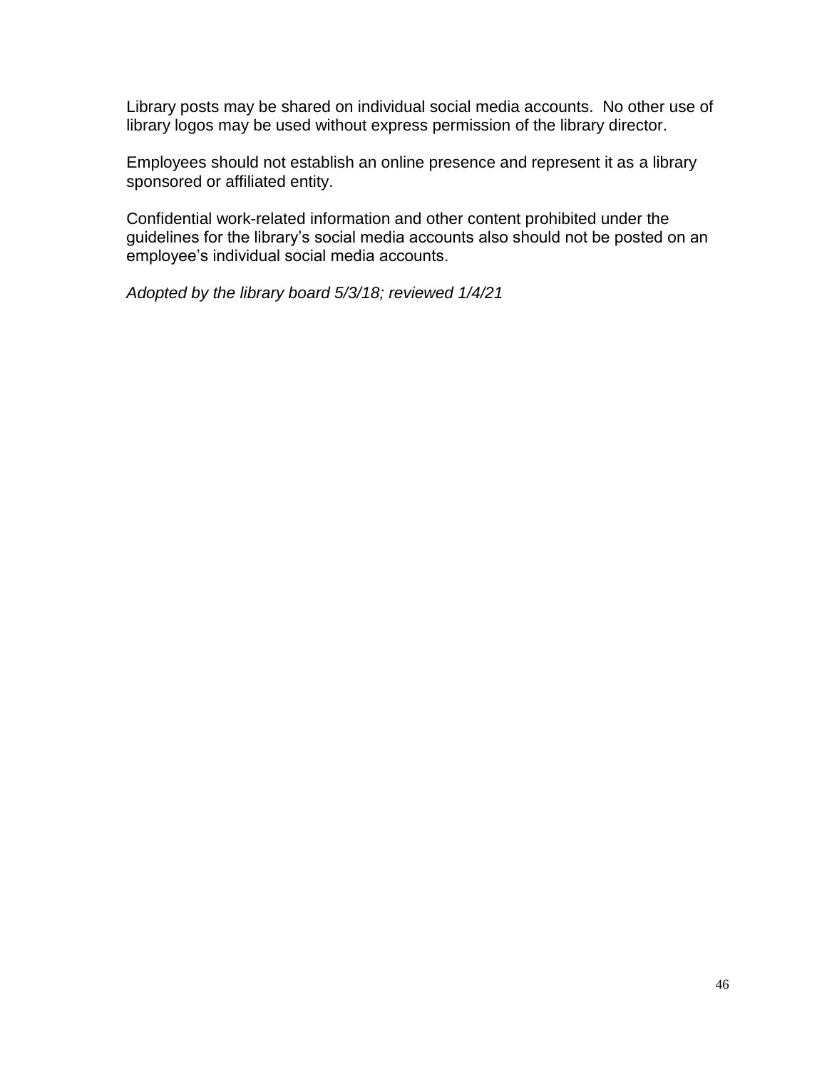Library posts may be shared on individual social media accounts.  No other use of library logos may be used without express permission of the library director.

Employees should not establish an online presence and represent it as a library sponsored or affiliated entity.

Confidential work-related information and other content prohibited under the guidelines for the library's social media accounts also should not be posted on an employee's individual social media accounts.

*Adopted by the library board 5/3/18; reviewed 1/4/21*